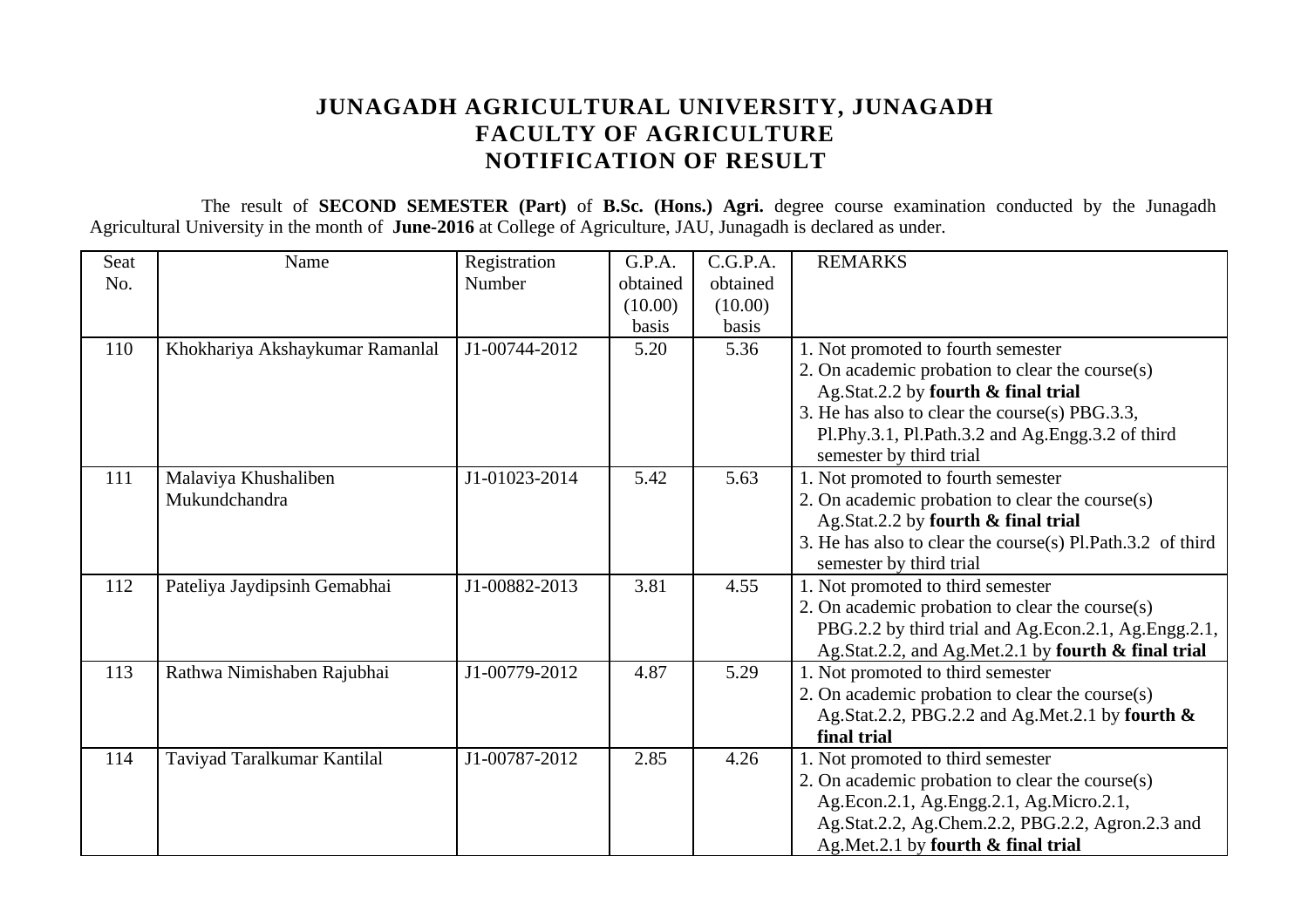# JUNAGADH AGRICULTURAL UNIVERSITY, JUNAGADH
## FACULTY OF AGRICULTURE
## NOTIFICATION OF RESULT

The result of **SECOND SEMESTER (Part)** of **B.Sc. (Hons.) Agri.** degree course examination conducted by the Junagadh Agricultural University in the month of **June-2016** at College of Agriculture, JAU, Junagadh is declared as under.

| Seat No. | Name | Registration Number | G.P.A. obtained (10.00) basis | C.G.P.A. obtained (10.00) basis | REMARKS |
|---|---|---|---|---|---|
| 110 | Khokhariya Akshaykumar Ramanlal | J1-00744-2012 | 5.20 | 5.36 | 1. Not promoted to fourth semester<br>2. On academic probation to clear the course(s) Ag.Stat.2.2 by **fourth & final trial**<br>3. He has also to clear the course(s) PBG.3.3, Pl.Phy.3.1, Pl.Path.3.2 and Ag.Engg.3.2 of third semester by third trial |
| 111 | Malaviya Khushaliben Mukundchandra | J1-01023-2014 | 5.42 | 5.63 | 1. Not promoted to fourth semester<br>2. On academic probation to clear the course(s) Ag.Stat.2.2 by **fourth & final trial**<br>3. He has also to clear the course(s) Pl.Path.3.2 of third semester by third trial |
| 112 | Pateliya Jaydipsinh Gemabhai | J1-00882-2013 | 3.81 | 4.55 | 1. Not promoted to third semester<br>2. On academic probation to clear the course(s) PBG.2.2 by third trial and Ag.Econ.2.1, Ag.Engg.2.1, Ag.Stat.2.2, and Ag.Met.2.1 by **fourth & final trial** |
| 113 | Rathwa Nimishaben Rajubhai | J1-00779-2012 | 4.87 | 5.29 | 1. Not promoted to third semester<br>2. On academic probation to clear the course(s) Ag.Stat.2.2, PBG.2.2 and Ag.Met.2.1 by **fourth & final trial** |
| 114 | Taviyad Taralkumar Kantilal | J1-00787-2012 | 2.85 | 4.26 | 1. Not promoted to third semester<br>2. On academic probation to clear the course(s) Ag.Econ.2.1, Ag.Engg.2.1, Ag.Micro.2.1, Ag.Stat.2.2, Ag.Chem.2.2, PBG.2.2, Agron.2.3 and Ag.Met.2.1 by **fourth & final trial** |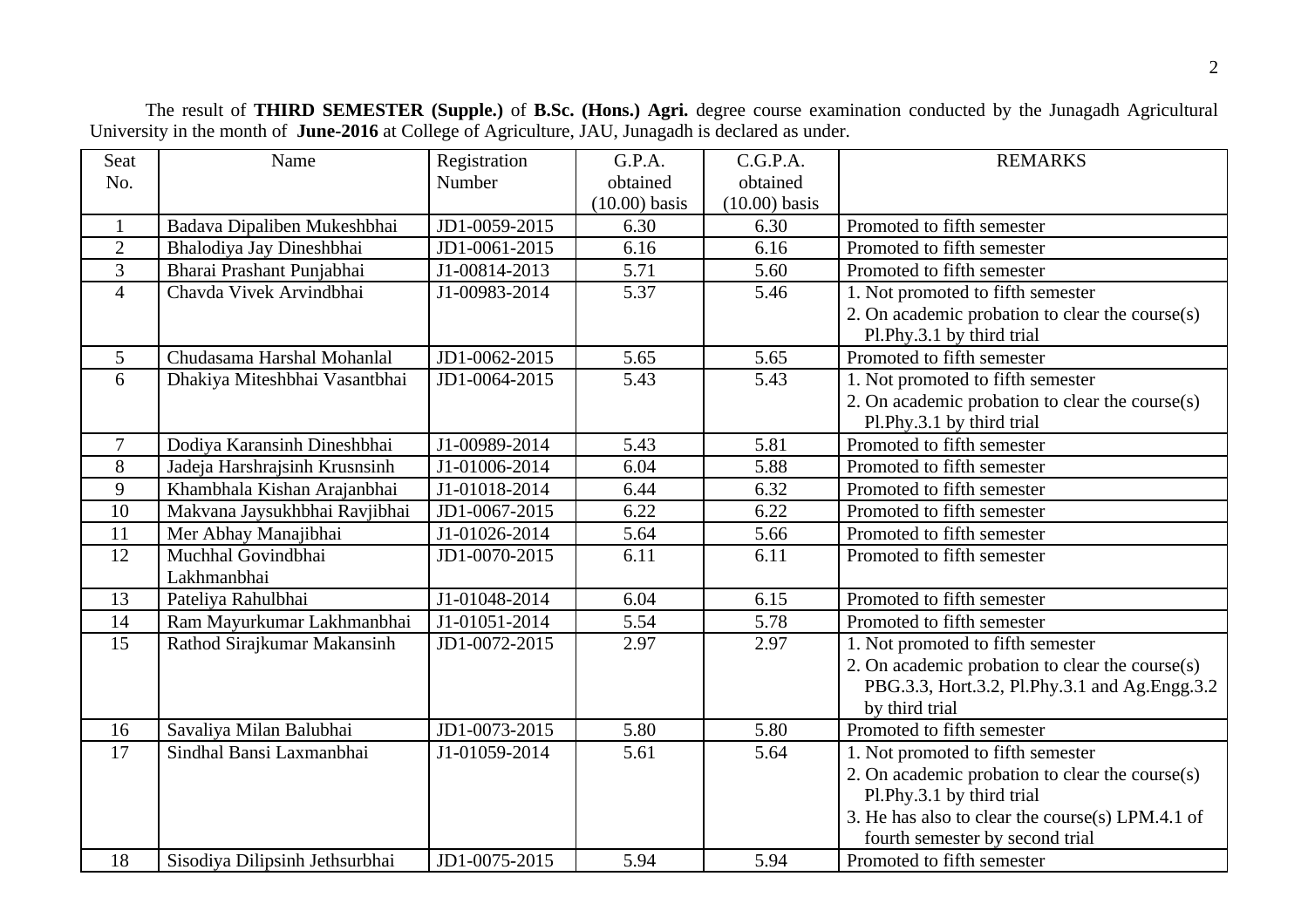The result of **THIRD SEMESTER (Supple.)** of **B.Sc. (Hons.) Agri.** degree course examination conducted by the Junagadh Agricultural University in the month of **June-2016** at College of Agriculture, JAU, Junagadh is declared as under.

| Seat No. | Name | Registration Number | G.P.A. obtained (10.00) basis | C.G.P.A. obtained (10.00) basis | REMARKS |
|---|---|---|---|---|---|
| 1 | Badava Dipaliben Mukeshbhai | JD1-0059-2015 | 6.30 | 6.30 | Promoted to fifth semester |
| 2 | Bhalodiya Jay Dineshbhai | JD1-0061-2015 | 6.16 | 6.16 | Promoted to fifth semester |
| 3 | Bharai Prashant Punjabhai | J1-00814-2013 | 5.71 | 5.60 | Promoted to fifth semester |
| 4 | Chavda Vivek Arvindbhai | J1-00983-2014 | 5.37 | 5.46 | 1. Not promoted to fifth semester<br>2. On academic probation to clear the course(s) Pl.Phy.3.1 by third trial |
| 5 | Chudasama Harshal Mohanlal | JD1-0062-2015 | 5.65 | 5.65 | Promoted to fifth semester |
| 6 | Dhakiya Miteshbhai Vasantbhai | JD1-0064-2015 | 5.43 | 5.43 | 1. Not promoted to fifth semester<br>2. On academic probation to clear the course(s) Pl.Phy.3.1 by third trial |
| 7 | Dodiya Karansinh Dineshbhai | J1-00989-2014 | 5.43 | 5.81 | Promoted to fifth semester |
| 8 | Jadeja Harshrajsinh Krusnsinh | J1-01006-2014 | 6.04 | 5.88 | Promoted to fifth semester |
| 9 | Khambhala Kishan Arajanbhai | J1-01018-2014 | 6.44 | 6.32 | Promoted to fifth semester |
| 10 | Makvana Jaysukhbhai Ravjibhai | JD1-0067-2015 | 6.22 | 6.22 | Promoted to fifth semester |
| 11 | Mer Abhay Manajibhai | J1-01026-2014 | 5.64 | 5.66 | Promoted to fifth semester |
| 12 | Muchhal Govindbhai Lakhmanbhai | JD1-0070-2015 | 6.11 | 6.11 | Promoted to fifth semester |
| 13 | Pateliya Rahulbhai | J1-01048-2014 | 6.04 | 6.15 | Promoted to fifth semester |
| 14 | Ram Mayurkumar Lakhmanbhai | J1-01051-2014 | 5.54 | 5.78 | Promoted to fifth semester |
| 15 | Rathod Sirajkumar Makansinh | JD1-0072-2015 | 2.97 | 2.97 | 1. Not promoted to fifth semester<br>2. On academic probation to clear the course(s) PBG.3.3, Hort.3.2, Pl.Phy.3.1 and Ag.Engg.3.2 by third trial |
| 16 | Savaliya Milan Balubhai | JD1-0073-2015 | 5.80 | 5.80 | Promoted to fifth semester |
| 17 | Sindhal Bansi Laxmanbhai | J1-01059-2014 | 5.61 | 5.64 | 1. Not promoted to fifth semester<br>2. On academic probation to clear the course(s) Pl.Phy.3.1 by third trial<br>3. He has also to clear the course(s) LPM.4.1 of fourth semester by second trial |
| 18 | Sisodiya Dilipsinh Jethsurbhai | JD1-0075-2015 | 5.94 | 5.94 | Promoted to fifth semester |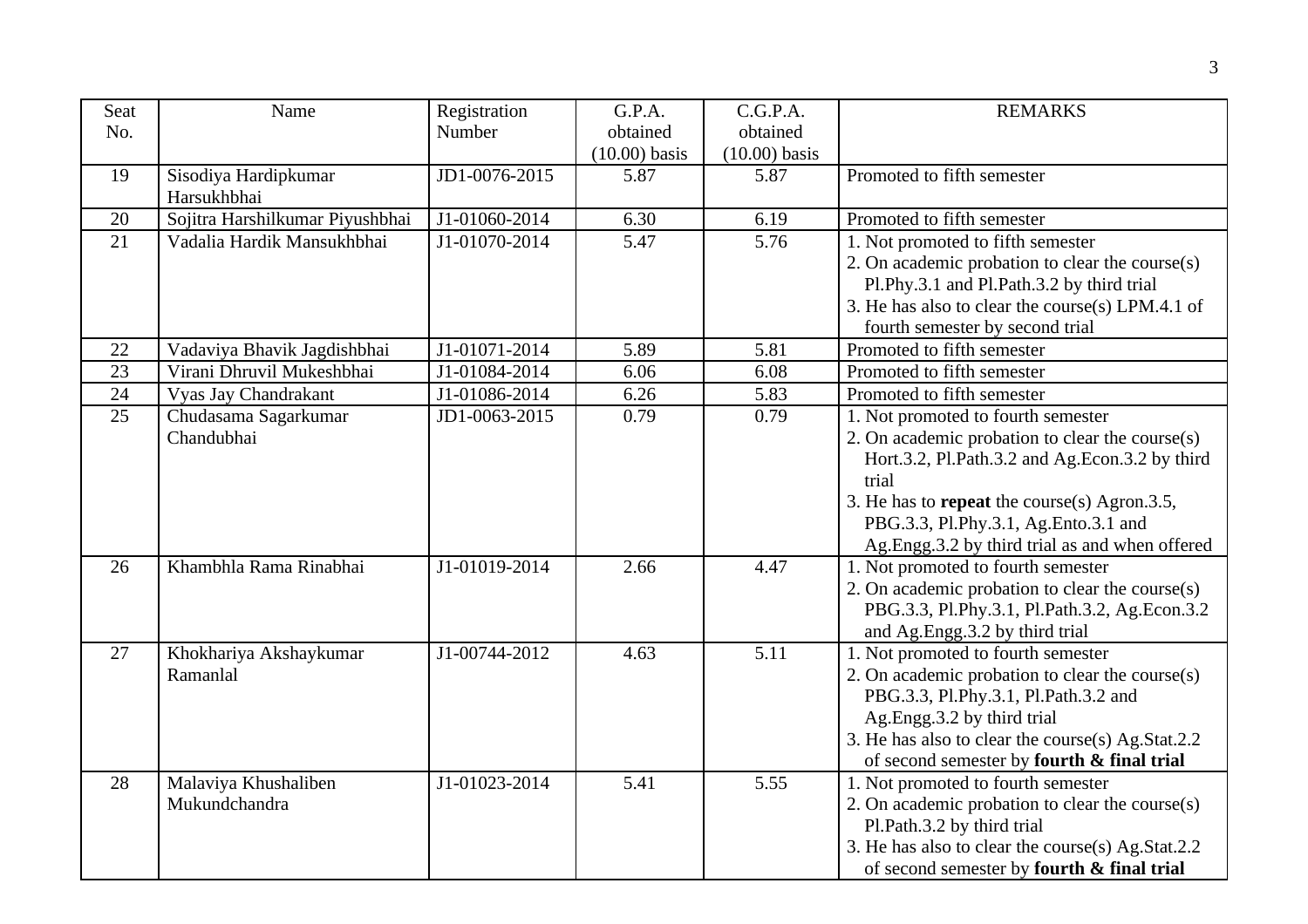| Seat No. | Name | Registration Number | G.P.A. obtained (10.00) basis | C.G.P.A. obtained (10.00) basis | REMARKS |
|---|---|---|---|---|---|
| 19 | Sisodiya Hardipkumar Harsukhbhai | JD1-0076-2015 | 5.87 | 5.87 | Promoted to fifth semester |
| 20 | Sojitra Harshilkumar Piyushbhai | J1-01060-2014 | 6.30 | 6.19 | Promoted to fifth semester |
| 21 | Vadalia Hardik Mansukhbhai | J1-01070-2014 | 5.47 | 5.76 | 1. Not promoted to fifth semester<br>2. On academic probation to clear the course(s) Pl.Phy.3.1 and Pl.Path.3.2 by third trial<br>3. He has also to clear the course(s) LPM.4.1 of fourth semester by second trial |
| 22 | Vadaviya Bhavik Jagdishbhai | J1-01071-2014 | 5.89 | 5.81 | Promoted to fifth semester |
| 23 | Virani Dhruvil Mukeshbhai | J1-01084-2014 | 6.06 | 6.08 | Promoted to fifth semester |
| 24 | Vyas Jay Chandrakant | J1-01086-2014 | 6.26 | 5.83 | Promoted to fifth semester |
| 25 | Chudasama Sagarkumar Chandubhai | JD1-0063-2015 | 0.79 | 0.79 | 1. Not promoted to fourth semester<br>2. On academic probation to clear the course(s) Hort.3.2, Pl.Path.3.2 and Ag.Econ.3.2 by third trial<br>3. He has to **repeat** the course(s) Agron.3.5, PBG.3.3, Pl.Phy.3.1, Ag.Ento.3.1 and Ag.Engg.3.2 by third trial as and when offered |
| 26 | Khambhla Rama Rinabhai | J1-01019-2014 | 2.66 | 4.47 | 1. Not promoted to fourth semester<br>2. On academic probation to clear the course(s) PBG.3.3, Pl.Phy.3.1, Pl.Path.3.2, Ag.Econ.3.2 and Ag.Engg.3.2 by third trial |
| 27 | Khokhariya Akshaykumar Ramanlal | J1-00744-2012 | 4.63 | 5.11 | 1. Not promoted to fourth semester<br>2. On academic probation to clear the course(s) PBG.3.3, Pl.Phy.3.1, Pl.Path.3.2 and Ag.Engg.3.2 by third trial<br>3. He has also to clear the course(s) Ag.Stat.2.2 of second semester by **fourth & final trial** |
| 28 | Malaviya Khushaliben Mukundchandra | J1-01023-2014 | 5.41 | 5.55 | 1. Not promoted to fourth semester<br>2. On academic probation to clear the course(s) Pl.Path.3.2 by third trial<br>3. He has also to clear the course(s) Ag.Stat.2.2 of second semester by **fourth & final trial** |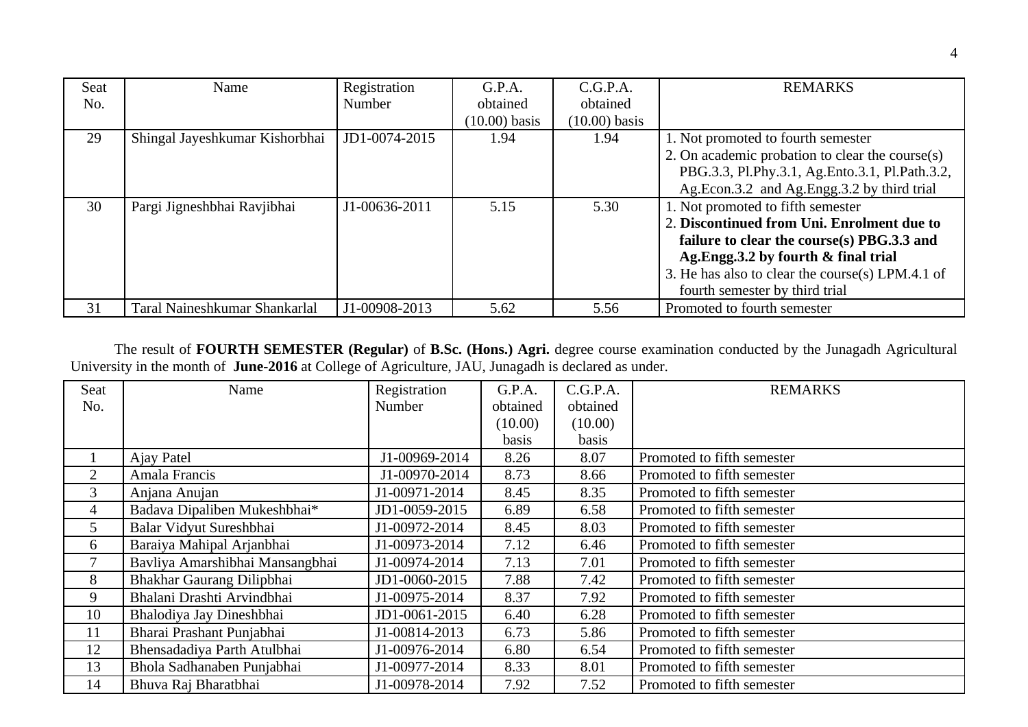| Seat No. | Name | Registration Number | G.P.A. obtained (10.00) basis | C.G.P.A. obtained (10.00) basis | REMARKS |
|---|---|---|---|---|---|
| 29 | Shingal Jayeshkumar Kishorbhai | JD1-0074-2015 | 1.94 | 1.94 | 1. Not promoted to fourth semester<br>2. On academic probation to clear the course(s) PBG.3.3, Pl.Phy.3.1, Ag.Ento.3.1, Pl.Path.3.2, Ag.Econ.3.2 and Ag.Engg.3.2 by third trial |
| 30 | Pargi Jigneshbhai Ravjibhai | J1-00636-2011 | 5.15 | 5.30 | 1. Not promoted to fifth semester<br>2. **Discontinued from Uni. Enrolment due to failure to clear the course(s) PBG.3.3 and Ag.Engg.3.2 by fourth & final trial**<br>3. He has also to clear the course(s) LPM.4.1 of fourth semester by third trial |
| 31 | Taral Naineshkumar Shankarlal | J1-00908-2013 | 5.62 | 5.56 | Promoted to fourth semester |

The result of **FOURTH SEMESTER (Regular)** of **B.Sc. (Hons.) Agri.** degree course examination conducted by the Junagadh Agricultural University in the month of **June-2016** at College of Agriculture, JAU, Junagadh is declared as under.

| Seat No. | Name | Registration Number | G.P.A. obtained (10.00) basis | C.G.P.A. obtained (10.00) basis | REMARKS |
|---|---|---|---|---|---|
| 1 | Ajay Patel | J1-00969-2014 | 8.26 | 8.07 | Promoted to fifth semester |
| 2 | Amala Francis | J1-00970-2014 | 8.73 | 8.66 | Promoted to fifth semester |
| 3 | Anjana Anujan | J1-00971-2014 | 8.45 | 8.35 | Promoted to fifth semester |
| 4 | Badava Dipaliben Mukeshbhai* | JD1-0059-2015 | 6.89 | 6.58 | Promoted to fifth semester |
| 5 | Balar Vidyut Sureshbhai | J1-00972-2014 | 8.45 | 8.03 | Promoted to fifth semester |
| 6 | Baraiya Mahipal Arjanbhai | J1-00973-2014 | 7.12 | 6.46 | Promoted to fifth semester |
| 7 | Bavliya Amarshibhai Mansangbhai | J1-00974-2014 | 7.13 | 7.01 | Promoted to fifth semester |
| 8 | Bhakhar Gaurang Dilipbhai | JD1-0060-2015 | 7.88 | 7.42 | Promoted to fifth semester |
| 9 | Bhalani Drashti Arvindbhai | J1-00975-2014 | 8.37 | 7.92 | Promoted to fifth semester |
| 10 | Bhalodiya Jay Dineshbhai | JD1-0061-2015 | 6.40 | 6.28 | Promoted to fifth semester |
| 11 | Bharai Prashant Punjabhai | J1-00814-2013 | 6.73 | 5.86 | Promoted to fifth semester |
| 12 | Bhensadadiya Parth Atulbhai | J1-00976-2014 | 6.80 | 6.54 | Promoted to fifth semester |
| 13 | Bhola Sadhanaben Punjabhai | J1-00977-2014 | 8.33 | 8.01 | Promoted to fifth semester |
| 14 | Bhuva Raj Bharatbhai | J1-00978-2014 | 7.92 | 7.52 | Promoted to fifth semester |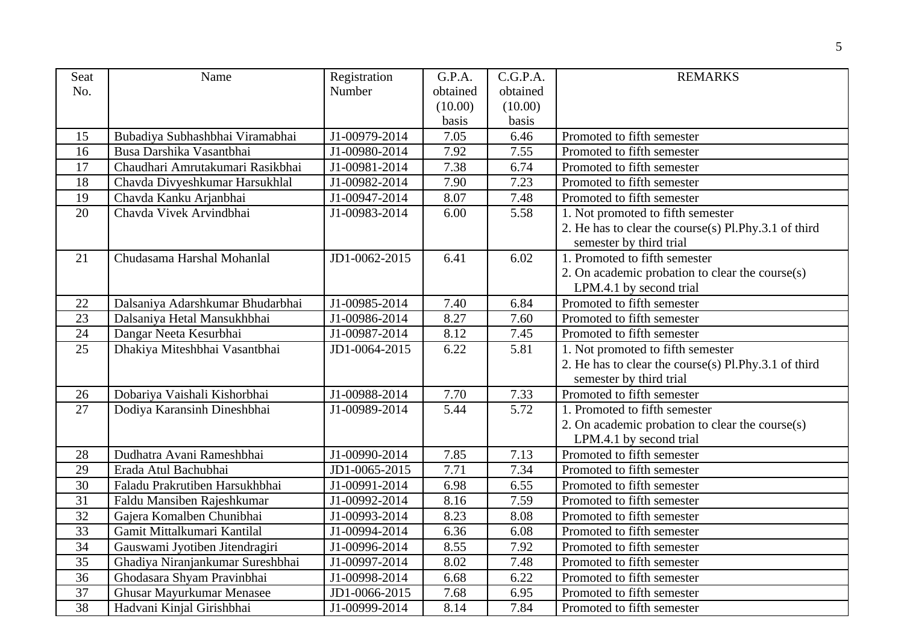| Seat No. | Name | Registration Number | G.P.A. obtained (10.00) basis | C.G.P.A. obtained (10.00) basis | REMARKS |
|---|---|---|---|---|---|
| 15 | Bubadiya Subhashbhai Viramabhai | J1-00979-2014 | 7.05 | 6.46 | Promoted to fifth semester |
| 16 | Busa Darshika Vasantbhai | J1-00980-2014 | 7.92 | 7.55 | Promoted to fifth semester |
| 17 | Chaudhari Amrutakumari Rasikbhai | J1-00981-2014 | 7.38 | 6.74 | Promoted to fifth semester |
| 18 | Chavda Divyeshkumar Harsukhlal | J1-00982-2014 | 7.90 | 7.23 | Promoted to fifth semester |
| 19 | Chavda Kanku Arjanbhai | J1-00947-2014 | 8.07 | 7.48 | Promoted to fifth semester |
| 20 | Chavda Vivek Arvindbhai | J1-00983-2014 | 6.00 | 5.58 | 1. Not promoted to fifth semester<br>2. He has to clear the course(s) Pl.Phy.3.1 of third semester by third trial |
| 21 | Chudasama Harshal Mohanlal | JD1-0062-2015 | 6.41 | 6.02 | 1. Promoted to fifth semester<br>2. On academic probation to clear the course(s) LPM.4.1 by second trial |
| 22 | Dalsaniya Adarshkumar Bhudarbhai | J1-00985-2014 | 7.40 | 6.84 | Promoted to fifth semester |
| 23 | Dalsaniya Hetal Mansukhbhai | J1-00986-2014 | 8.27 | 7.60 | Promoted to fifth semester |
| 24 | Dangar Neeta Kesurbhai | J1-00987-2014 | 8.12 | 7.45 | Promoted to fifth semester |
| 25 | Dhakiya Miteshbhai Vasantbhai | JD1-0064-2015 | 6.22 | 5.81 | 1. Not promoted to fifth semester<br>2. He has to clear the course(s) Pl.Phy.3.1 of third semester by third trial |
| 26 | Dobariya Vaishali Kishorbhai | J1-00988-2014 | 7.70 | 7.33 | Promoted to fifth semester |
| 27 | Dodiya Karansinh Dineshbhai | J1-00989-2014 | 5.44 | 5.72 | 1. Promoted to fifth semester<br>2. On academic probation to clear the course(s) LPM.4.1 by second trial |
| 28 | Dudhatra Avani Rameshbhai | J1-00990-2014 | 7.85 | 7.13 | Promoted to fifth semester |
| 29 | Erada Atul Bachubhai | JD1-0065-2015 | 7.71 | 7.34 | Promoted to fifth semester |
| 30 | Faladu Prakrutiben Harsukhbhai | J1-00991-2014 | 6.98 | 6.55 | Promoted to fifth semester |
| 31 | Faldu Mansiben Rajeshkumar | J1-00992-2014 | 8.16 | 7.59 | Promoted to fifth semester |
| 32 | Gajera Komalben Chunibhai | J1-00993-2014 | 8.23 | 8.08 | Promoted to fifth semester |
| 33 | Gamit Mittalkumari Kantilal | J1-00994-2014 | 6.36 | 6.08 | Promoted to fifth semester |
| 34 | Gauswami Jyotiben Jitendragiri | J1-00996-2014 | 8.55 | 7.92 | Promoted to fifth semester |
| 35 | Ghadiya Niranjankumar Sureshbhai | J1-00997-2014 | 8.02 | 7.48 | Promoted to fifth semester |
| 36 | Ghodasara Shyam Pravinbhai | J1-00998-2014 | 6.68 | 6.22 | Promoted to fifth semester |
| 37 | Ghusar Mayurkumar Menasee | JD1-0066-2015 | 7.68 | 6.95 | Promoted to fifth semester |
| 38 | Hadvani Kinjal Girishbhai | J1-00999-2014 | 8.14 | 7.84 | Promoted to fifth semester |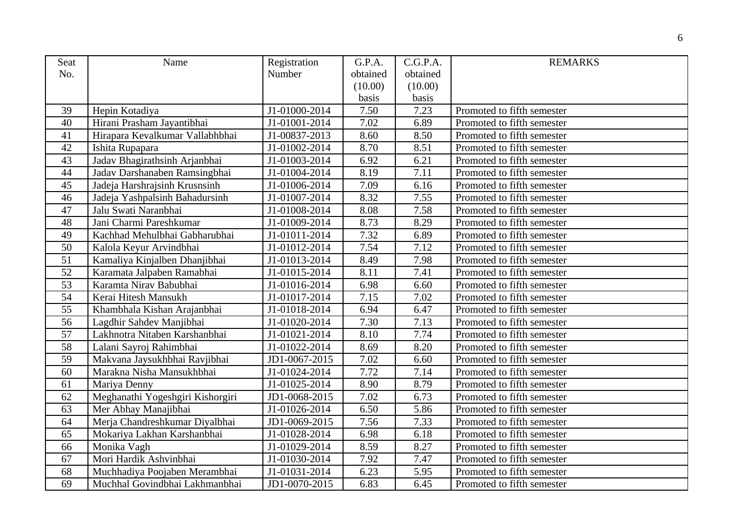| Seat No. | Name | Registration Number | G.P.A. obtained (10.00) basis | C.G.P.A. obtained (10.00) basis | REMARKS |
|---|---|---|---|---|---|
| 39 | Hepin Kotadiya | J1-01000-2014 | 7.50 | 7.23 | Promoted to fifth semester |
| 40 | Hirani Prasham Jayantibhai | J1-01001-2014 | 7.02 | 6.89 | Promoted to fifth semester |
| 41 | Hirapara Kevalkumar Vallabhbhai | J1-00837-2013 | 8.60 | 8.50 | Promoted to fifth semester |
| 42 | Ishita Rupapara | J1-01002-2014 | 8.70 | 8.51 | Promoted to fifth semester |
| 43 | Jadav Bhagirathsinh Arjanbhai | J1-01003-2014 | 6.92 | 6.21 | Promoted to fifth semester |
| 44 | Jadav Darshanaben Ramsingbhai | J1-01004-2014 | 8.19 | 7.11 | Promoted to fifth semester |
| 45 | Jadeja Harshrajsinh Krusnsinh | J1-01006-2014 | 7.09 | 6.16 | Promoted to fifth semester |
| 46 | Jadeja Yashpalsinh Bahadursinh | J1-01007-2014 | 8.32 | 7.55 | Promoted to fifth semester |
| 47 | Jalu Swati Naranbhai | J1-01008-2014 | 8.08 | 7.58 | Promoted to fifth semester |
| 48 | Jani Charmi Pareshkumar | J1-01009-2014 | 8.73 | 8.29 | Promoted to fifth semester |
| 49 | Kachhad Mehulbhai Gabharubhai | J1-01011-2014 | 7.32 | 6.89 | Promoted to fifth semester |
| 50 | Kalola Keyur Arvindbhai | J1-01012-2014 | 7.54 | 7.12 | Promoted to fifth semester |
| 51 | Kamaliya Kinjalben Dhanjibhai | J1-01013-2014 | 8.49 | 7.98 | Promoted to fifth semester |
| 52 | Karamata Jalpaben Ramabhai | J1-01015-2014 | 8.11 | 7.41 | Promoted to fifth semester |
| 53 | Karamta Nirav Babubhai | J1-01016-2014 | 6.98 | 6.60 | Promoted to fifth semester |
| 54 | Kerai Hitesh Mansukh | J1-01017-2014 | 7.15 | 7.02 | Promoted to fifth semester |
| 55 | Khambhala Kishan Arajanbhai | J1-01018-2014 | 6.94 | 6.47 | Promoted to fifth semester |
| 56 | Lagdhir Sahdev Manjibhai | J1-01020-2014 | 7.30 | 7.13 | Promoted to fifth semester |
| 57 | Lakhnotra Nitaben Karshanbhai | J1-01021-2014 | 8.10 | 7.74 | Promoted to fifth semester |
| 58 | Lalani Sayroj Rahimbhai | J1-01022-2014 | 8.69 | 8.20 | Promoted to fifth semester |
| 59 | Makvana Jaysukhbhai Ravjibhai | JD1-0067-2015 | 7.02 | 6.60 | Promoted to fifth semester |
| 60 | Marakna Nisha Mansukhbhai | J1-01024-2014 | 7.72 | 7.14 | Promoted to fifth semester |
| 61 | Mariya Denny | J1-01025-2014 | 8.90 | 8.79 | Promoted to fifth semester |
| 62 | Meghanathi Yogeshgiri Kishorgiri | JD1-0068-2015 | 7.02 | 6.73 | Promoted to fifth semester |
| 63 | Mer Abhay Manajibhai | J1-01026-2014 | 6.50 | 5.86 | Promoted to fifth semester |
| 64 | Merja Chandreshkumar Diyalbhai | JD1-0069-2015 | 7.56 | 7.33 | Promoted to fifth semester |
| 65 | Mokariya Lakhan Karshanbhai | J1-01028-2014 | 6.98 | 6.18 | Promoted to fifth semester |
| 66 | Monika Vagh | J1-01029-2014 | 8.59 | 8.27 | Promoted to fifth semester |
| 67 | Mori Hardik Ashvinbhai | J1-01030-2014 | 7.92 | 7.47 | Promoted to fifth semester |
| 68 | Muchhadiya Poojaben Merambhai | J1-01031-2014 | 6.23 | 5.95 | Promoted to fifth semester |
| 69 | Muchhal Govindbhai Lakhmanbhai | JD1-0070-2015 | 6.83 | 6.45 | Promoted to fifth semester |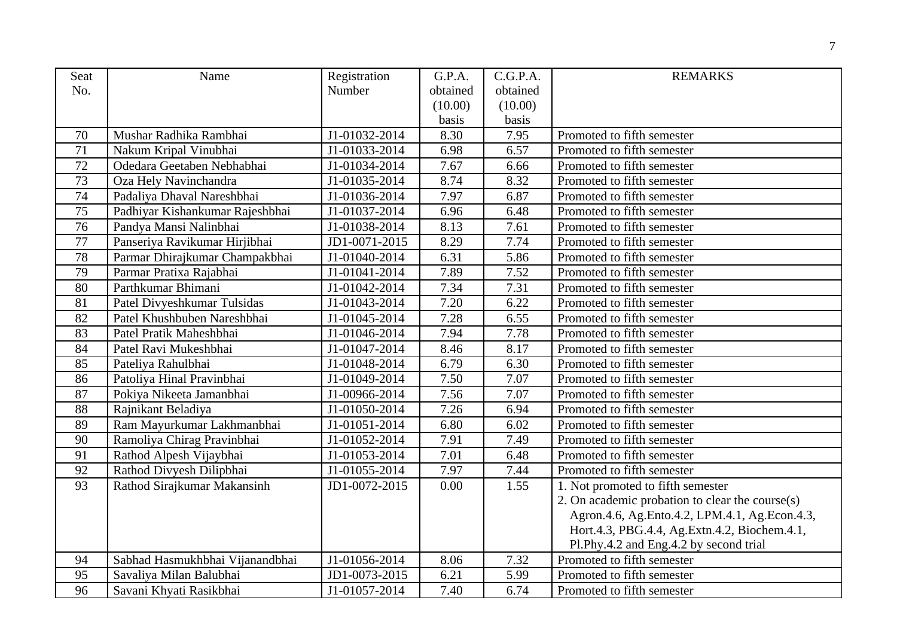| Seat No. | Name | Registration Number | G.P.A. obtained (10.00) basis | C.G.P.A. obtained (10.00) basis | REMARKS |
|---|---|---|---|---|---|
| 70 | Mushar Radhika Rambhai | J1-01032-2014 | 8.30 | 7.95 | Promoted to fifth semester |
| 71 | Nakum Kripal Vinubhai | J1-01033-2014 | 6.98 | 6.57 | Promoted to fifth semester |
| 72 | Odedara Geetaben Nebhabhai | J1-01034-2014 | 7.67 | 6.66 | Promoted to fifth semester |
| 73 | Oza Hely Navinchandra | J1-01035-2014 | 8.74 | 8.32 | Promoted to fifth semester |
| 74 | Padaliya Dhaval Nareshbhai | J1-01036-2014 | 7.97 | 6.87 | Promoted to fifth semester |
| 75 | Padhiyar Kishankumar Rajeshbhai | J1-01037-2014 | 6.96 | 6.48 | Promoted to fifth semester |
| 76 | Pandya Mansi Nalinbhai | J1-01038-2014 | 8.13 | 7.61 | Promoted to fifth semester |
| 77 | Panseriya Ravikumar Hirjibhai | JD1-0071-2015 | 8.29 | 7.74 | Promoted to fifth semester |
| 78 | Parmar Dhirajkumar Champakbhai | J1-01040-2014 | 6.31 | 5.86 | Promoted to fifth semester |
| 79 | Parmar Pratixa Rajabhai | J1-01041-2014 | 7.89 | 7.52 | Promoted to fifth semester |
| 80 | Parthkumar Bhimani | J1-01042-2014 | 7.34 | 7.31 | Promoted to fifth semester |
| 81 | Patel Divyeshkumar Tulsidas | J1-01043-2014 | 7.20 | 6.22 | Promoted to fifth semester |
| 82 | Patel Khushbuben Nareshbhai | J1-01045-2014 | 7.28 | 6.55 | Promoted to fifth semester |
| 83 | Patel Pratik Maheshbhai | J1-01046-2014 | 7.94 | 7.78 | Promoted to fifth semester |
| 84 | Patel Ravi Mukeshbhai | J1-01047-2014 | 8.46 | 8.17 | Promoted to fifth semester |
| 85 | Pateliya Rahulbhai | J1-01048-2014 | 6.79 | 6.30 | Promoted to fifth semester |
| 86 | Patoliya Hinal Pravinbhai | J1-01049-2014 | 7.50 | 7.07 | Promoted to fifth semester |
| 87 | Pokiya Nikeeta Jamanbhai | J1-00966-2014 | 7.56 | 7.07 | Promoted to fifth semester |
| 88 | Rajnikant Beladiya | J1-01050-2014 | 7.26 | 6.94 | Promoted to fifth semester |
| 89 | Ram Mayurkumar Lakhmanbhai | J1-01051-2014 | 6.80 | 6.02 | Promoted to fifth semester |
| 90 | Ramoliya Chirag Pravinbhai | J1-01052-2014 | 7.91 | 7.49 | Promoted to fifth semester |
| 91 | Rathod Alpesh Vijaybhai | J1-01053-2014 | 7.01 | 6.48 | Promoted to fifth semester |
| 92 | Rathod Divyesh Dilipbhai | J1-01055-2014 | 7.97 | 7.44 | Promoted to fifth semester |
| 93 | Rathod Sirajkumar Makansinh | JD1-0072-2015 | 0.00 | 1.55 | 1. Not promoted to fifth semester<br>2. On academic probation to clear the course(s) Agron.4.6, Ag.Ento.4.2, LPM.4.1, Ag.Econ.4.3, Hort.4.3, PBG.4.4, Ag.Extn.4.2, Biochem.4.1, Pl.Phy.4.2 and Eng.4.2 by second trial |
| 94 | Sabhad Hasmukhbhai Vijanandbhai | J1-01056-2014 | 8.06 | 7.32 | Promoted to fifth semester |
| 95 | Savaliya Milan Balubhai | JD1-0073-2015 | 6.21 | 5.99 | Promoted to fifth semester |
| 96 | Savani Khyati Rasikbhai | J1-01057-2014 | 7.40 | 6.74 | Promoted to fifth semester |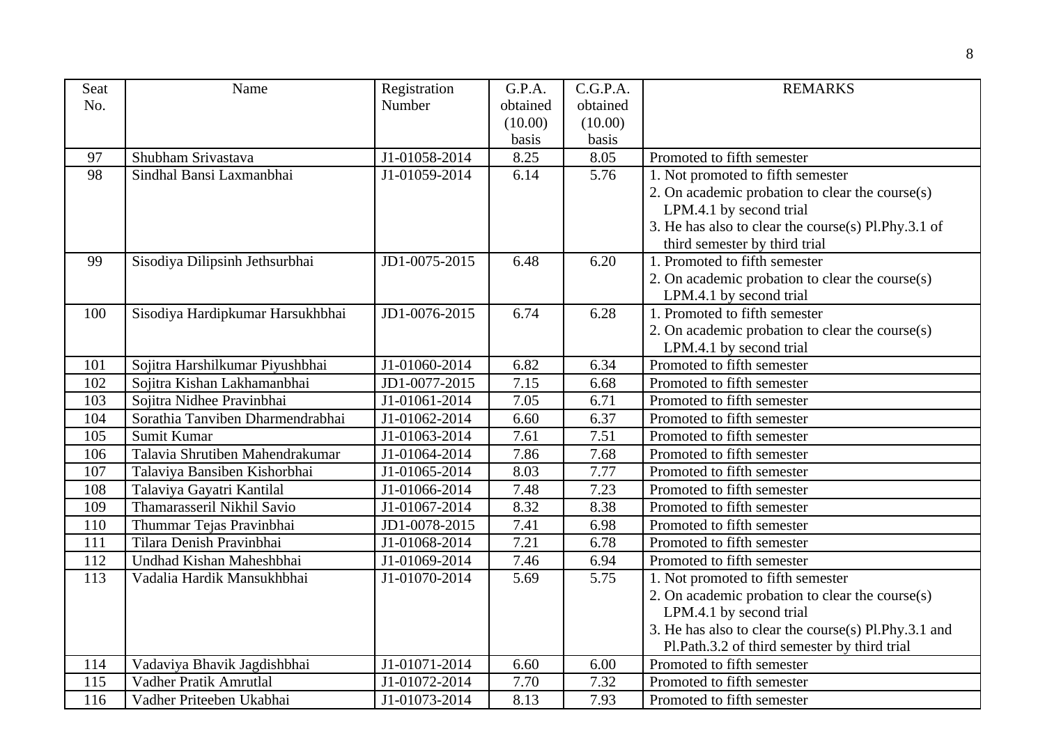| Seat No. | Name | Registration Number | G.P.A. obtained (10.00) basis | C.G.P.A. obtained (10.00) basis | REMARKS |
|---|---|---|---|---|---|
| 97 | Shubham Srivastava | J1-01058-2014 | 8.25 | 8.05 | Promoted to fifth semester |
| 98 | Sindhal Bansi Laxmanbhai | J1-01059-2014 | 6.14 | 5.76 | 1. Not promoted to fifth semester<br>2. On academic probation to clear the course(s) LPM.4.1 by second trial<br>3. He has also to clear the course(s) Pl.Phy.3.1 of third semester by third trial |
| 99 | Sisodiya Dilipsinh Jethsurbhai | JD1-0075-2015 | 6.48 | 6.20 | 1. Promoted to fifth semester<br>2. On academic probation to clear the course(s) LPM.4.1 by second trial |
| 100 | Sisodiya Hardipkumar Harsukhbhai | JD1-0076-2015 | 6.74 | 6.28 | 1. Promoted to fifth semester<br>2. On academic probation to clear the course(s) LPM.4.1 by second trial |
| 101 | Sojitra Harshilkumar Piyushbhai | J1-01060-2014 | 6.82 | 6.34 | Promoted to fifth semester |
| 102 | Sojitra Kishan Lakhamanbhai | JD1-0077-2015 | 7.15 | 6.68 | Promoted to fifth semester |
| 103 | Sojitra Nidhee Pravinbhai | J1-01061-2014 | 7.05 | 6.71 | Promoted to fifth semester |
| 104 | Sorathia Tanviben Dharmendrabhai | J1-01062-2014 | 6.60 | 6.37 | Promoted to fifth semester |
| 105 | Sumit Kumar | J1-01063-2014 | 7.61 | 7.51 | Promoted to fifth semester |
| 106 | Talavia Shrutiben Mahendrakumar | J1-01064-2014 | 7.86 | 7.68 | Promoted to fifth semester |
| 107 | Talaviya Bansiben Kishorbhai | J1-01065-2014 | 8.03 | 7.77 | Promoted to fifth semester |
| 108 | Talaviya Gayatri Kantilal | J1-01066-2014 | 7.48 | 7.23 | Promoted to fifth semester |
| 109 | Thamarasseril Nikhil Savio | J1-01067-2014 | 8.32 | 8.38 | Promoted to fifth semester |
| 110 | Thummar Tejas Pravinbhai | JD1-0078-2015 | 7.41 | 6.98 | Promoted to fifth semester |
| 111 | Tilara Denish Pravinbhai | J1-01068-2014 | 7.21 | 6.78 | Promoted to fifth semester |
| 112 | Undhad Kishan Maheshbhai | J1-01069-2014 | 7.46 | 6.94 | Promoted to fifth semester |
| 113 | Vadalia Hardik Mansukhbhai | J1-01070-2014 | 5.69 | 5.75 | 1. Not promoted to fifth semester<br>2. On academic probation to clear the course(s) LPM.4.1 by second trial<br>3. He has also to clear the course(s) Pl.Phy.3.1 and Pl.Path.3.2 of third semester by third trial |
| 114 | Vadaviya Bhavik Jagdishbhai | J1-01071-2014 | 6.60 | 6.00 | Promoted to fifth semester |
| 115 | Vadher Pratik Amrutlal | J1-01072-2014 | 7.70 | 7.32 | Promoted to fifth semester |
| 116 | Vadher Priteeben Ukabhai | J1-01073-2014 | 8.13 | 7.93 | Promoted to fifth semester |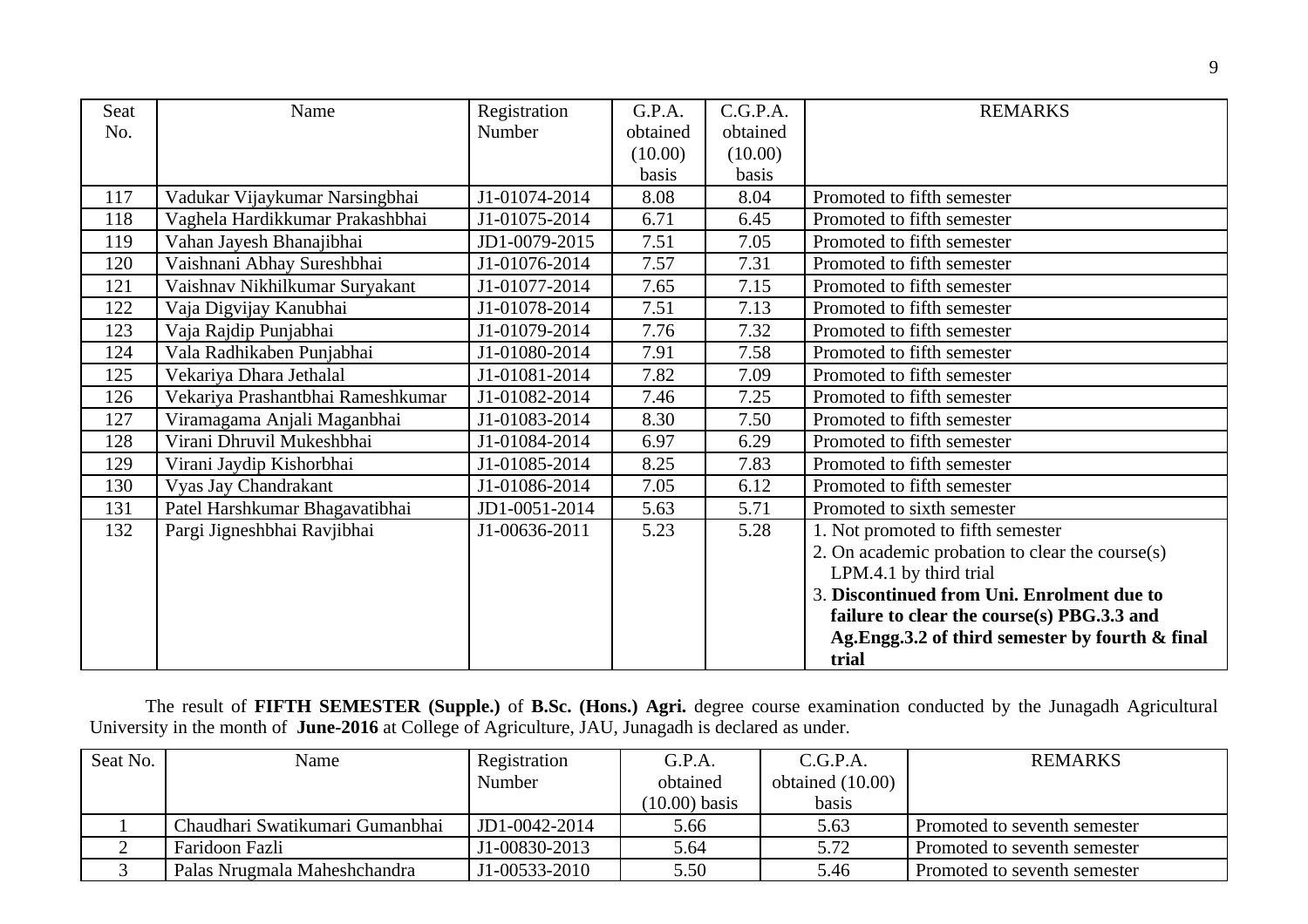| Seat No. | Name | Registration Number | G.P.A. obtained (10.00) basis | C.G.P.A. obtained (10.00) basis | REMARKS |
|---|---|---|---|---|---|
| 117 | Vadukar Vijaykumar Narsingbhai | J1-01074-2014 | 8.08 | 8.04 | Promoted to fifth semester |
| 118 | Vaghela Hardikkumar Prakashbhai | J1-01075-2014 | 6.71 | 6.45 | Promoted to fifth semester |
| 119 | Vahan Jayesh Bhanajibhai | JD1-0079-2015 | 7.51 | 7.05 | Promoted to fifth semester |
| 120 | Vaishnani Abhay Sureshbhai | J1-01076-2014 | 7.57 | 7.31 | Promoted to fifth semester |
| 121 | Vaishnav Nikhilkumar Suryakant | J1-01077-2014 | 7.65 | 7.15 | Promoted to fifth semester |
| 122 | Vaja Digvijay Kanubhai | J1-01078-2014 | 7.51 | 7.13 | Promoted to fifth semester |
| 123 | Vaja Rajdip Punjabhai | J1-01079-2014 | 7.76 | 7.32 | Promoted to fifth semester |
| 124 | Vala Radhikaben Punjabhai | J1-01080-2014 | 7.91 | 7.58 | Promoted to fifth semester |
| 125 | Vekariya Dhara Jethalal | J1-01081-2014 | 7.82 | 7.09 | Promoted to fifth semester |
| 126 | Vekariya Prashantbhai Rameshkumar | J1-01082-2014 | 7.46 | 7.25 | Promoted to fifth semester |
| 127 | Viramagama Anjali Maganbhai | J1-01083-2014 | 8.30 | 7.50 | Promoted to fifth semester |
| 128 | Virani Dhruvil Mukeshbhai | J1-01084-2014 | 6.97 | 6.29 | Promoted to fifth semester |
| 129 | Virani Jaydip Kishorbhai | J1-01085-2014 | 8.25 | 7.83 | Promoted to fifth semester |
| 130 | Vyas Jay Chandrakant | J1-01086-2014 | 7.05 | 6.12 | Promoted to fifth semester |
| 131 | Patel Harshkumar Bhagavatibhai | JD1-0051-2014 | 5.63 | 5.71 | Promoted to sixth semester |
| 132 | Pargi Jigneshbhai Ravjibhai | J1-00636-2011 | 5.23 | 5.28 | 1. Not promoted to fifth semester<br>2. On academic probation to clear the course(s) LPM.4.1 by third trial<br>3. **Discontinued from Uni. Enrolment due to failure to clear the course(s) PBG.3.3 and Ag.Engg.3.2 of third semester by fourth & final trial** |

The result of **FIFTH SEMESTER (Supple.)** of **B.Sc. (Hons.) Agri.** degree course examination conducted by the Junagadh Agricultural University in the month of **June-2016** at College of Agriculture, JAU, Junagadh is declared as under.

| Seat No. | Name | Registration Number | G.P.A. obtained (10.00) basis | C.G.P.A. obtained (10.00) basis | REMARKS |
|---|---|---|---|---|---|
| 1 | Chaudhari Swatikumari Gumanbhai | JD1-0042-2014 | 5.66 | 5.63 | Promoted to seventh semester |
| 2 | Faridoon Fazli | J1-00830-2013 | 5.64 | 5.72 | Promoted to seventh semester |
| 3 | Palas Nrugmala Maheshchandra | J1-00533-2010 | 5.50 | 5.46 | Promoted to seventh semester |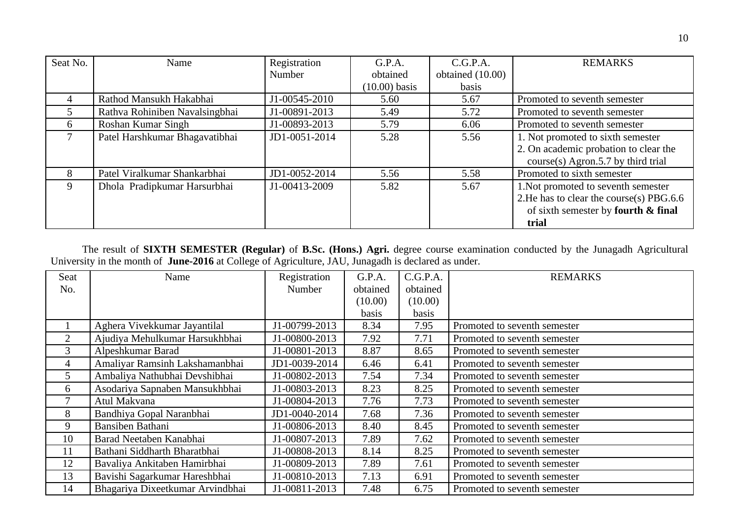| Seat No. | Name | Registration Number | G.P.A. obtained (10.00) basis | C.G.P.A. obtained (10.00) basis | REMARKS |
|---|---|---|---|---|---|
| 4 | Rathod Mansukh Hakabhai | J1-00545-2010 | 5.60 | 5.67 | Promoted to seventh semester |
| 5 | Rathva Rohiniben Navalsingbhai | J1-00891-2013 | 5.49 | 5.72 | Promoted to seventh semester |
| 6 | Roshan Kumar Singh | J1-00893-2013 | 5.79 | 6.06 | Promoted to seventh semester |
| 7 | Patel Harshkumar Bhagavatibhai | JD1-0051-2014 | 5.28 | 5.56 | 1. Not promoted to sixth semester<br>2. On academic probation to clear the course(s) Agron.5.7 by third trial |
| 8 | Patel Viralkumar Shankarbhai | JD1-0052-2014 | 5.56 | 5.58 | Promoted to sixth semester |
| 9 | Dhola Pradipkumar Harsurbhai | J1-00413-2009 | 5.82 | 5.67 | 1.Not promoted to seventh semester<br>2.He has to clear the course(s) PBG.6.6 of sixth semester by **fourth & final trial** |

The result of **SIXTH SEMESTER (Regular)** of **B.Sc. (Hons.) Agri.** degree course examination conducted by the Junagadh Agricultural University in the month of **June-2016** at College of Agriculture, JAU, Junagadh is declared as under.

| Seat No. | Name | Registration Number | G.P.A. obtained (10.00) basis | C.G.P.A. obtained (10.00) basis | REMARKS |
|---|---|---|---|---|---|
| 1 | Aghera Vivekkumar Jayantilal | J1-00799-2013 | 8.34 | 7.95 | Promoted to seventh semester |
| 2 | Ajudiya Mehulkumar Harsukhbhai | J1-00800-2013 | 7.92 | 7.71 | Promoted to seventh semester |
| 3 | Alpeshkumar Barad | J1-00801-2013 | 8.87 | 8.65 | Promoted to seventh semester |
| 4 | Amaliyar Ramsinh Lakshamanbhai | JD1-0039-2014 | 6.46 | 6.41 | Promoted to seventh semester |
| 5 | Ambaliya Nathubhai Devshibhai | J1-00802-2013 | 7.54 | 7.34 | Promoted to seventh semester |
| 6 | Asodariya Sapnaben Mansukhbhai | J1-00803-2013 | 8.23 | 8.25 | Promoted to seventh semester |
| 7 | Atul Makvana | J1-00804-2013 | 7.76 | 7.73 | Promoted to seventh semester |
| 8 | Bandhiya Gopal Naranbhai | JD1-0040-2014 | 7.68 | 7.36 | Promoted to seventh semester |
| 9 | Bansiben Bathani | J1-00806-2013 | 8.40 | 8.45 | Promoted to seventh semester |
| 10 | Barad Neetaben Kanabhai | J1-00807-2013 | 7.89 | 7.62 | Promoted to seventh semester |
| 11 | Bathani Siddharth Bharatbhai | J1-00808-2013 | 8.14 | 8.25 | Promoted to seventh semester |
| 12 | Bavaliya Ankitaben Hamirbhai | J1-00809-2013 | 7.89 | 7.61 | Promoted to seventh semester |
| 13 | Bavishi Sagarkumar Hareshbhai | J1-00810-2013 | 7.13 | 6.91 | Promoted to seventh semester |
| 14 | Bhagariya Dixeetkumar Arvindbhai | J1-00811-2013 | 7.48 | 6.75 | Promoted to seventh semester |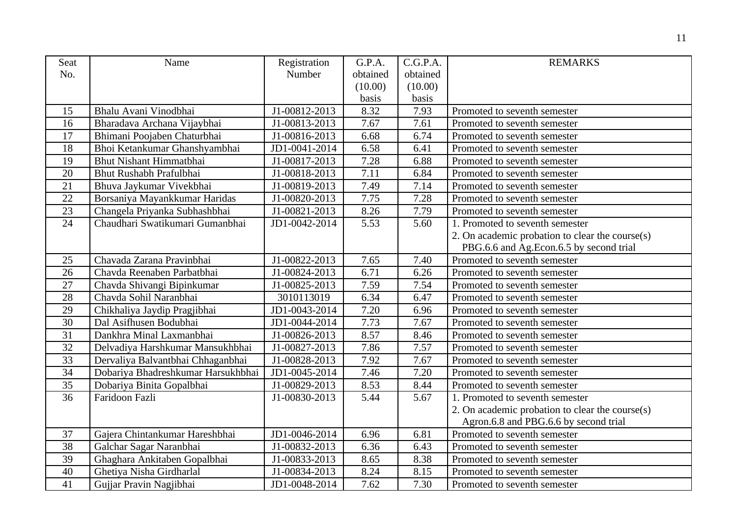| Seat No. | Name | Registration Number | G.P.A. obtained (10.00) basis | C.G.P.A. obtained (10.00) basis | REMARKS |
|---|---|---|---|---|---|
| 15 | Bhalu Avani Vinodbhai | J1-00812-2013 | 8.32 | 7.93 | Promoted to seventh semester |
| 16 | Bharadava Archana Vijaybhai | J1-00813-2013 | 7.67 | 7.61 | Promoted to seventh semester |
| 17 | Bhimani Poojaben Chaturbhai | J1-00816-2013 | 6.68 | 6.74 | Promoted to seventh semester |
| 18 | Bhoi Ketankumar Ghanshyambhai | JD1-0041-2014 | 6.58 | 6.41 | Promoted to seventh semester |
| 19 | Bhut Nishant Himmatbhai | J1-00817-2013 | 7.28 | 6.88 | Promoted to seventh semester |
| 20 | Bhut Rushabh Prafulbhai | J1-00818-2013 | 7.11 | 6.84 | Promoted to seventh semester |
| 21 | Bhuva Jaykumar Vivekbhai | J1-00819-2013 | 7.49 | 7.14 | Promoted to seventh semester |
| 22 | Borsaniya Mayankkumar Haridas | J1-00820-2013 | 7.75 | 7.28 | Promoted to seventh semester |
| 23 | Changela Priyanka Subhashbhai | J1-00821-2013 | 8.26 | 7.79 | Promoted to seventh semester |
| 24 | Chaudhari Swatikumari Gumanbhai | JD1-0042-2014 | 5.53 | 5.60 | 1. Promoted to seventh semester<br>2. On academic probation to clear the course(s) PBG.6.6 and Ag.Econ.6.5 by second trial |
| 25 | Chavada Zarana Pravinbhai | J1-00822-2013 | 7.65 | 7.40 | Promoted to seventh semester |
| 26 | Chavda Reenaben Parbatbhai | J1-00824-2013 | 6.71 | 6.26 | Promoted to seventh semester |
| 27 | Chavda Shivangi Bipinkumar | J1-00825-2013 | 7.59 | 7.54 | Promoted to seventh semester |
| 28 | Chavda Sohil Naranbhai | 3010113019 | 6.34 | 6.47 | Promoted to seventh semester |
| 29 | Chikhaliya Jaydip Pragjibhai | JD1-0043-2014 | 7.20 | 6.96 | Promoted to seventh semester |
| 30 | Dal Asifhusen Bodubhai | JD1-0044-2014 | 7.73 | 7.67 | Promoted to seventh semester |
| 31 | Dankhra Minal Laxmanbhai | J1-00826-2013 | 8.57 | 8.46 | Promoted to seventh semester |
| 32 | Delvadiya Harshkumar Mansukhbhai | J1-00827-2013 | 7.86 | 7.57 | Promoted to seventh semester |
| 33 | Dervaliya Balvantbhai Chhaganbhai | J1-00828-2013 | 7.92 | 7.67 | Promoted to seventh semester |
| 34 | Dobariya Bhadreshkumar Harsukhbhai | JD1-0045-2014 | 7.46 | 7.20 | Promoted to seventh semester |
| 35 | Dobariya Binita Gopalbhai | J1-00829-2013 | 8.53 | 8.44 | Promoted to seventh semester |
| 36 | Faridoon Fazli | J1-00830-2013 | 5.44 | 5.67 | 1. Promoted to seventh semester<br>2. On academic probation to clear the course(s) Agron.6.8 and PBG.6.6 by second trial |
| 37 | Gajera Chintankumar Hareshbhai | JD1-0046-2014 | 6.96 | 6.81 | Promoted to seventh semester |
| 38 | Galchar Sagar Naranbhai | J1-00832-2013 | 6.36 | 6.43 | Promoted to seventh semester |
| 39 | Ghaghara Ankitaben Gopalbhai | J1-00833-2013 | 8.65 | 8.38 | Promoted to seventh semester |
| 40 | Ghetiya Nisha Girdharlal | J1-00834-2013 | 8.24 | 8.15 | Promoted to seventh semester |
| 41 | Gujjar Pravin Nagjibhai | JD1-0048-2014 | 7.62 | 7.30 | Promoted to seventh semester |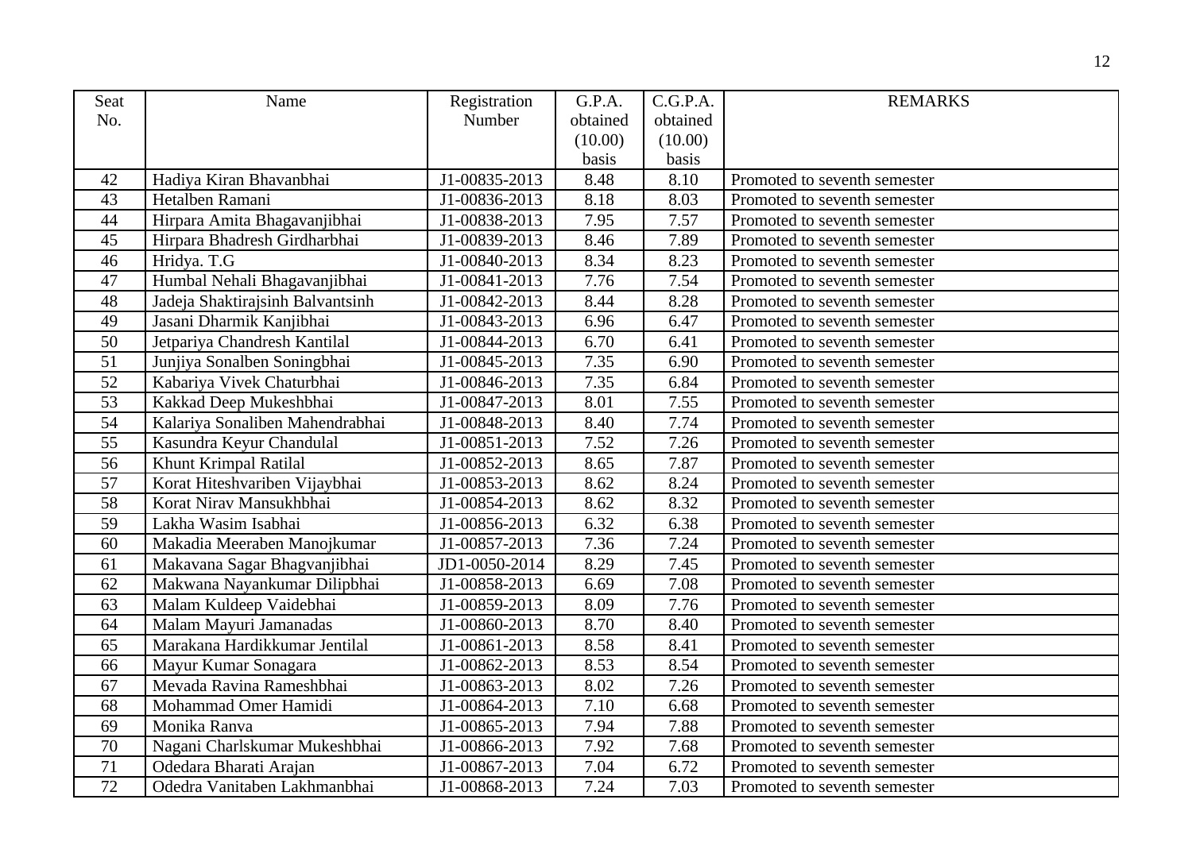| Seat No. | Name | Registration Number | G.P.A. obtained (10.00) basis | C.G.P.A. obtained (10.00) basis | REMARKS |
|---|---|---|---|---|---|
| 42 | Hadiya Kiran Bhavanbhai | J1-00835-2013 | 8.48 | 8.10 | Promoted to seventh semester |
| 43 | Hetalben Ramani | J1-00836-2013 | 8.18 | 8.03 | Promoted to seventh semester |
| 44 | Hirpara Amita Bhagavanjibhai | J1-00838-2013 | 7.95 | 7.57 | Promoted to seventh semester |
| 45 | Hirpara Bhadresh Girdharbhai | J1-00839-2013 | 8.46 | 7.89 | Promoted to seventh semester |
| 46 | Hridya. T.G | J1-00840-2013 | 8.34 | 8.23 | Promoted to seventh semester |
| 47 | Humbal Nehali Bhagavanjibhai | J1-00841-2013 | 7.76 | 7.54 | Promoted to seventh semester |
| 48 | Jadeja Shaktirajsinh Balvantsinh | J1-00842-2013 | 8.44 | 8.28 | Promoted to seventh semester |
| 49 | Jasani Dharmik Kanjibhai | J1-00843-2013 | 6.96 | 6.47 | Promoted to seventh semester |
| 50 | Jetpariya Chandresh Kantilal | J1-00844-2013 | 6.70 | 6.41 | Promoted to seventh semester |
| 51 | Junjiya Sonalben Soningbhai | J1-00845-2013 | 7.35 | 6.90 | Promoted to seventh semester |
| 52 | Kabariya Vivek Chaturbhai | J1-00846-2013 | 7.35 | 6.84 | Promoted to seventh semester |
| 53 | Kakkad Deep Mukeshbhai | J1-00847-2013 | 8.01 | 7.55 | Promoted to seventh semester |
| 54 | Kalariya Sonaliben Mahendrabhai | J1-00848-2013 | 8.40 | 7.74 | Promoted to seventh semester |
| 55 | Kasundra Keyur Chandulal | J1-00851-2013 | 7.52 | 7.26 | Promoted to seventh semester |
| 56 | Khunt Krimpal Ratilal | J1-00852-2013 | 8.65 | 7.87 | Promoted to seventh semester |
| 57 | Korat Hiteshvariben Vijaybhai | J1-00853-2013 | 8.62 | 8.24 | Promoted to seventh semester |
| 58 | Korat Nirav Mansukhbhai | J1-00854-2013 | 8.62 | 8.32 | Promoted to seventh semester |
| 59 | Lakha Wasim Isabhai | J1-00856-2013 | 6.32 | 6.38 | Promoted to seventh semester |
| 60 | Makadia Meeraben Manojkumar | J1-00857-2013 | 7.36 | 7.24 | Promoted to seventh semester |
| 61 | Makavana Sagar Bhagvanjibhai | JD1-0050-2014 | 8.29 | 7.45 | Promoted to seventh semester |
| 62 | Makwana Nayankumar Dilipbhai | J1-00858-2013 | 6.69 | 7.08 | Promoted to seventh semester |
| 63 | Malam Kuldeep Vaidebhai | J1-00859-2013 | 8.09 | 7.76 | Promoted to seventh semester |
| 64 | Malam Mayuri Jamanadas | J1-00860-2013 | 8.70 | 8.40 | Promoted to seventh semester |
| 65 | Marakana Hardikkumar Jentilal | J1-00861-2013 | 8.58 | 8.41 | Promoted to seventh semester |
| 66 | Mayur Kumar Sonagara | J1-00862-2013 | 8.53 | 8.54 | Promoted to seventh semester |
| 67 | Mevada Ravina Rameshbhai | J1-00863-2013 | 8.02 | 7.26 | Promoted to seventh semester |
| 68 | Mohammad Omer Hamidi | J1-00864-2013 | 7.10 | 6.68 | Promoted to seventh semester |
| 69 | Monika Ranva | J1-00865-2013 | 7.94 | 7.88 | Promoted to seventh semester |
| 70 | Nagani Charlskumar Mukeshbhai | J1-00866-2013 | 7.92 | 7.68 | Promoted to seventh semester |
| 71 | Odedara Bharati Arajan | J1-00867-2013 | 7.04 | 6.72 | Promoted to seventh semester |
| 72 | Odedra Vanitaben Lakhmanbhai | J1-00868-2013 | 7.24 | 7.03 | Promoted to seventh semester |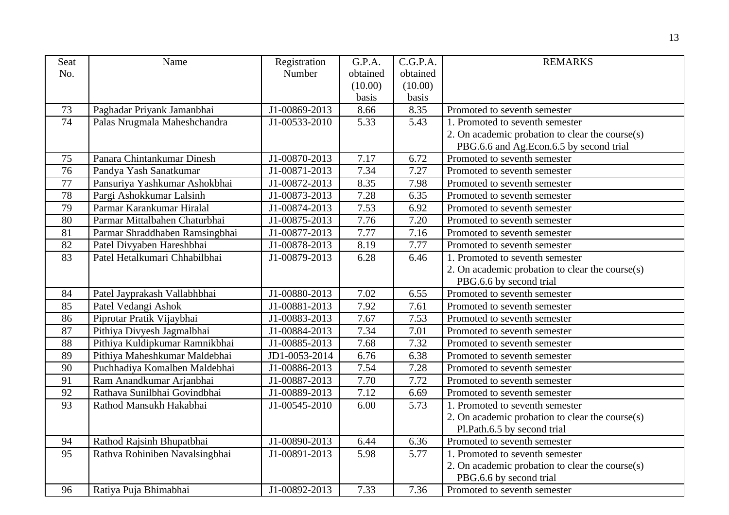| Seat No. | Name | Registration Number | G.P.A. obtained (10.00) basis | C.G.P.A. obtained (10.00) basis | REMARKS |
|---|---|---|---|---|---|
| 73 | Paghadar Priyank Jamanbhai | J1-00869-2013 | 8.66 | 8.35 | Promoted to seventh semester |
| 74 | Palas Nrugmala Maheshchandra | J1-00533-2010 | 5.33 | 5.43 | 1. Promoted to seventh semester<br>2. On academic probation to clear the course(s) PBG.6.6 and Ag.Econ.6.5 by second trial |
| 75 | Panara Chintankumar Dinesh | J1-00870-2013 | 7.17 | 6.72 | Promoted to seventh semester |
| 76 | Pandya Yash Sanatkumar | J1-00871-2013 | 7.34 | 7.27 | Promoted to seventh semester |
| 77 | Pansuriya Yashkumar Ashokbhai | J1-00872-2013 | 8.35 | 7.98 | Promoted to seventh semester |
| 78 | Pargi Ashokkumar Lalsinh | J1-00873-2013 | 7.28 | 6.35 | Promoted to seventh semester |
| 79 | Parmar Karankumar Hiralal | J1-00874-2013 | 7.53 | 6.92 | Promoted to seventh semester |
| 80 | Parmar Mittalbahen Chaturbhai | J1-00875-2013 | 7.76 | 7.20 | Promoted to seventh semester |
| 81 | Parmar Shraddhaben Ramsingbhai | J1-00877-2013 | 7.77 | 7.16 | Promoted to seventh semester |
| 82 | Patel Divyaben Hareshbhai | J1-00878-2013 | 8.19 | 7.77 | Promoted to seventh semester |
| 83 | Patel Hetalkumari Chhabilbhai | J1-00879-2013 | 6.28 | 6.46 | 1. Promoted to seventh semester<br>2. On academic probation to clear the course(s) PBG.6.6 by second trial |
| 84 | Patel Jayprakash Vallabhbhai | J1-00880-2013 | 7.02 | 6.55 | Promoted to seventh semester |
| 85 | Patel Vedangi Ashok | J1-00881-2013 | 7.92 | 7.61 | Promoted to seventh semester |
| 86 | Piprotar Pratik Vijaybhai | J1-00883-2013 | 7.67 | 7.53 | Promoted to seventh semester |
| 87 | Pithiya Divyesh Jagmalbhai | J1-00884-2013 | 7.34 | 7.01 | Promoted to seventh semester |
| 88 | Pithiya Kuldipkumar Ramnikbhai | J1-00885-2013 | 7.68 | 7.32 | Promoted to seventh semester |
| 89 | Pithiya Maheshkumar Maldebhai | JD1-0053-2014 | 6.76 | 6.38 | Promoted to seventh semester |
| 90 | Puchhadiya Komalben Maldebhai | J1-00886-2013 | 7.54 | 7.28 | Promoted to seventh semester |
| 91 | Ram Anandkumar Arjanbhai | J1-00887-2013 | 7.70 | 7.72 | Promoted to seventh semester |
| 92 | Rathava Sunilbhai Govindbhai | J1-00889-2013 | 7.12 | 6.69 | Promoted to seventh semester |
| 93 | Rathod Mansukh Hakabhai | J1-00545-2010 | 6.00 | 5.73 | 1. Promoted to seventh semester<br>2. On academic probation to clear the course(s) Pl.Path.6.5 by second trial |
| 94 | Rathod Rajsinh Bhupatbhai | J1-00890-2013 | 6.44 | 6.36 | Promoted to seventh semester |
| 95 | Rathva Rohiniben Navalsingbhai | J1-00891-2013 | 5.98 | 5.77 | 1. Promoted to seventh semester<br>2. On academic probation to clear the course(s) PBG.6.6 by second trial |
| 96 | Ratiya Puja Bhimabhai | J1-00892-2013 | 7.33 | 7.36 | Promoted to seventh semester |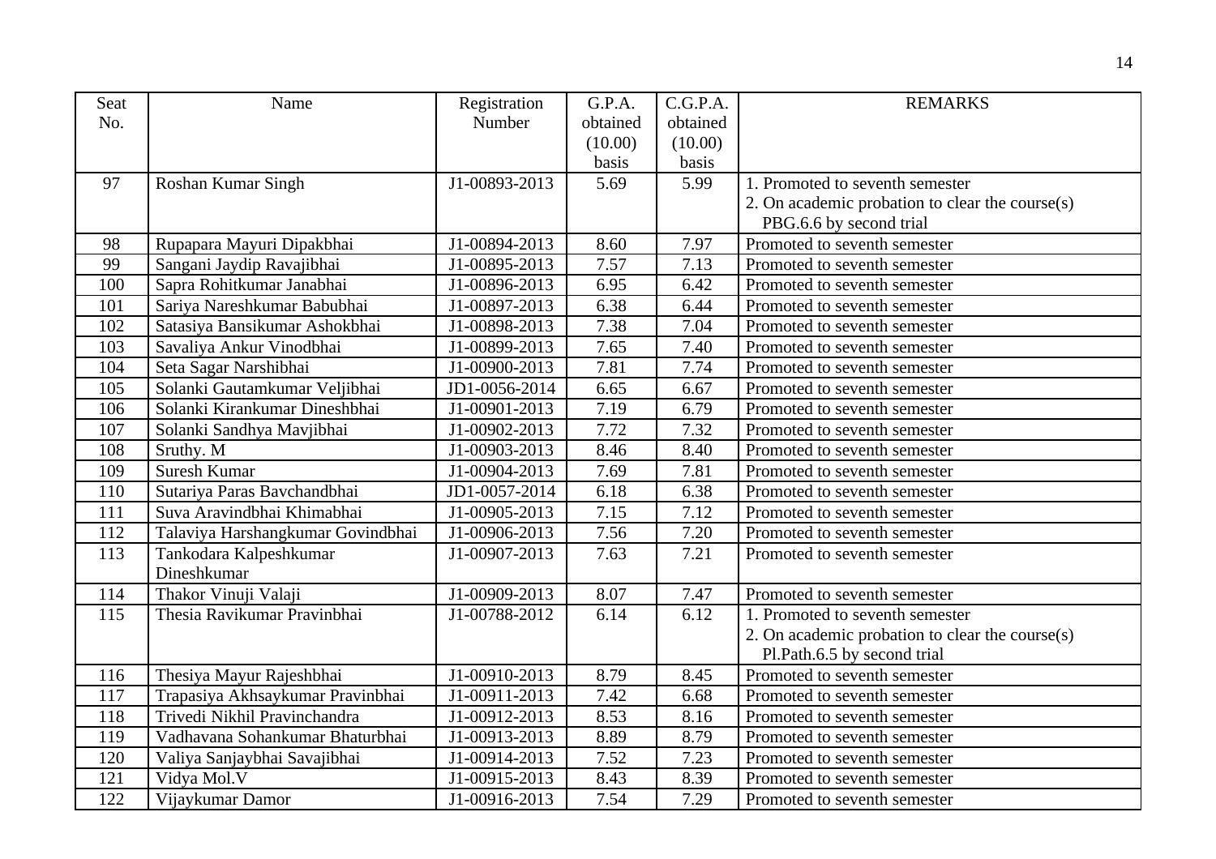| Seat No. | Name | Registration Number | G.P.A. obtained (10.00) basis | C.G.P.A. obtained (10.00) basis | REMARKS |
|---|---|---|---|---|---|
| 97 | Roshan Kumar Singh | J1-00893-2013 | 5.69 | 5.99 | 1. Promoted to seventh semester<br>2. On academic probation to clear the course(s) PBG.6.6 by second trial |
| 98 | Rupapara Mayuri Dipakbhai | J1-00894-2013 | 8.60 | 7.97 | Promoted to seventh semester |
| 99 | Sangani Jaydip Ravajibhai | J1-00895-2013 | 7.57 | 7.13 | Promoted to seventh semester |
| 100 | Sapra Rohitkumar Janabhai | J1-00896-2013 | 6.95 | 6.42 | Promoted to seventh semester |
| 101 | Sariya Nareshkumar Babubhai | J1-00897-2013 | 6.38 | 6.44 | Promoted to seventh semester |
| 102 | Satasiya Bansikumar Ashokbhai | J1-00898-2013 | 7.38 | 7.04 | Promoted to seventh semester |
| 103 | Savaliya Ankur Vinodbhai | J1-00899-2013 | 7.65 | 7.40 | Promoted to seventh semester |
| 104 | Seta Sagar Narshibhai | J1-00900-2013 | 7.81 | 7.74 | Promoted to seventh semester |
| 105 | Solanki Gautamkumar Veljibhai | JD1-0056-2014 | 6.65 | 6.67 | Promoted to seventh semester |
| 106 | Solanki Kirankumar Dineshbhai | J1-00901-2013 | 7.19 | 6.79 | Promoted to seventh semester |
| 107 | Solanki Sandhya Mavjibhai | J1-00902-2013 | 7.72 | 7.32 | Promoted to seventh semester |
| 108 | Sruthy. M | J1-00903-2013 | 8.46 | 8.40 | Promoted to seventh semester |
| 109 | Suresh Kumar | J1-00904-2013 | 7.69 | 7.81 | Promoted to seventh semester |
| 110 | Sutariya Paras Bavchandbhai | JD1-0057-2014 | 6.18 | 6.38 | Promoted to seventh semester |
| 111 | Suva Aravindbhai Khimabhai | J1-00905-2013 | 7.15 | 7.12 | Promoted to seventh semester |
| 112 | Talaviya Harshangkumar Govindbhai | J1-00906-2013 | 7.56 | 7.20 | Promoted to seventh semester |
| 113 | Tankodara Kalpeshkumar Dineshkumar | J1-00907-2013 | 7.63 | 7.21 | Promoted to seventh semester |
| 114 | Thakor Vinuji Valaji | J1-00909-2013 | 8.07 | 7.47 | Promoted to seventh semester |
| 115 | Thesia Ravikumar Pravinbhai | J1-00788-2012 | 6.14 | 6.12 | 1. Promoted to seventh semester<br>2. On academic probation to clear the course(s) Pl.Path.6.5 by second trial |
| 116 | Thesiya Mayur Rajeshbhai | J1-00910-2013 | 8.79 | 8.45 | Promoted to seventh semester |
| 117 | Trapasiya Akhsaykumar Pravinbhai | J1-00911-2013 | 7.42 | 6.68 | Promoted to seventh semester |
| 118 | Trivedi Nikhil Pravinchandra | J1-00912-2013 | 8.53 | 8.16 | Promoted to seventh semester |
| 119 | Vadhavana Sohankumar Bhaturbhai | J1-00913-2013 | 8.89 | 8.79 | Promoted to seventh semester |
| 120 | Valiya Sanjaybhai Savajibhai | J1-00914-2013 | 7.52 | 7.23 | Promoted to seventh semester |
| 121 | Vidya Mol.V | J1-00915-2013 | 8.43 | 8.39 | Promoted to seventh semester |
| 122 | Vijaykumar Damor | J1-00916-2013 | 7.54 | 7.29 | Promoted to seventh semester |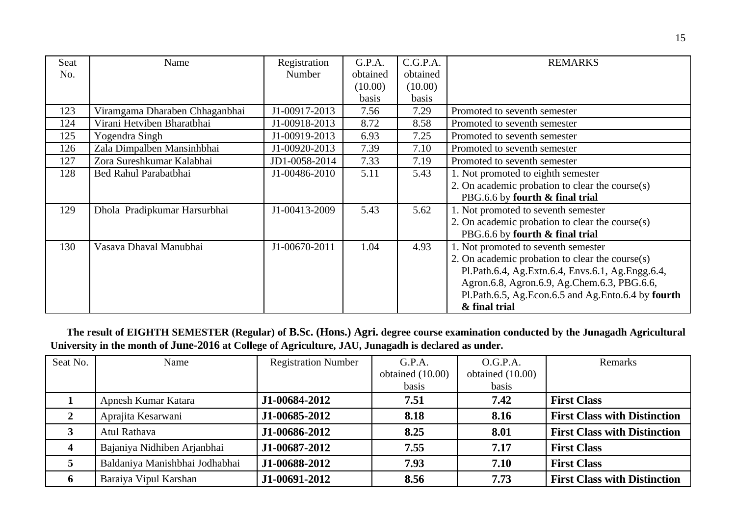| Seat No. | Name | Registration Number | G.P.A. obtained (10.00) basis | C.G.P.A. obtained (10.00) basis | REMARKS |
|---|---|---|---|---|---|
| 123 | Viramgama Dharaben Chhaganbhai | J1-00917-2013 | 7.56 | 7.29 | Promoted to seventh semester |
| 124 | Virani Hetviben Bharatbhai | J1-00918-2013 | 8.72 | 8.58 | Promoted to seventh semester |
| 125 | Yogendra Singh | J1-00919-2013 | 6.93 | 7.25 | Promoted to seventh semester |
| 126 | Zala Dimpalben Mansinhbhai | J1-00920-2013 | 7.39 | 7.10 | Promoted to seventh semester |
| 127 | Zora Sureshkumar Kalabhai | JD1-0058-2014 | 7.33 | 7.19 | Promoted to seventh semester |
| 128 | Bed Rahul Parabatbhai | J1-00486-2010 | 5.11 | 5.43 | 1. Not promoted to eighth semester<br>2. On academic probation to clear the course(s) PBG.6.6 by **fourth & final trial** |
| 129 | Dhola Pradipkumar Harsurbhai | J1-00413-2009 | 5.43 | 5.62 | 1. Not promoted to seventh semester<br>2. On academic probation to clear the course(s) PBG.6.6 by **fourth & final trial** |
| 130 | Vasava Dhaval Manubhai | J1-00670-2011 | 1.04 | 4.93 | 1. Not promoted to seventh semester<br>2. On academic probation to clear the course(s) Pl.Path.6.4, Ag.Extn.6.4, Envs.6.1, Ag.Engg.6.4, Agron.6.8, Agron.6.9, Ag.Chem.6.3, PBG.6.6, Pl.Path.6.5, Ag.Econ.6.5 and Ag.Ento.6.4 by **fourth & final trial** |

**The result of EIGHTH SEMESTER (Regular) of B.Sc. (Hons.) Agri. degree course examination conducted by the Junagadh Agricultural University in the month of June-2016 at College of Agriculture, JAU, Junagadh is declared as under.**

| Seat No. | Name | Registration Number | G.P.A. obtained (10.00) basis | O.G.P.A. obtained (10.00) basis | Remarks |
|---|---|---|---|---|---|
| **1** | Apnesh Kumar Katara | **J1-00684-2012** | **7.51** | **7.42** | **First Class** |
| **2** | Aprajita Kesarwani | **J1-00685-2012** | **8.18** | **8.16** | **First Class with Distinction** |
| **3** | Atul Rathava | **J1-00686-2012** | **8.25** | **8.01** | **First Class with Distinction** |
| **4** | Bajaniya Nidhiben Arjanbhai | **J1-00687-2012** | **7.55** | **7.17** | **First Class** |
| **5** | Baldaniya Manishbhai Jodhabhai | **J1-00688-2012** | **7.93** | **7.10** | **First Class** |
| **6** | Baraiya Vipul Karshan | **J1-00691-2012** | **8.56** | **7.73** | **First Class with Distinction** |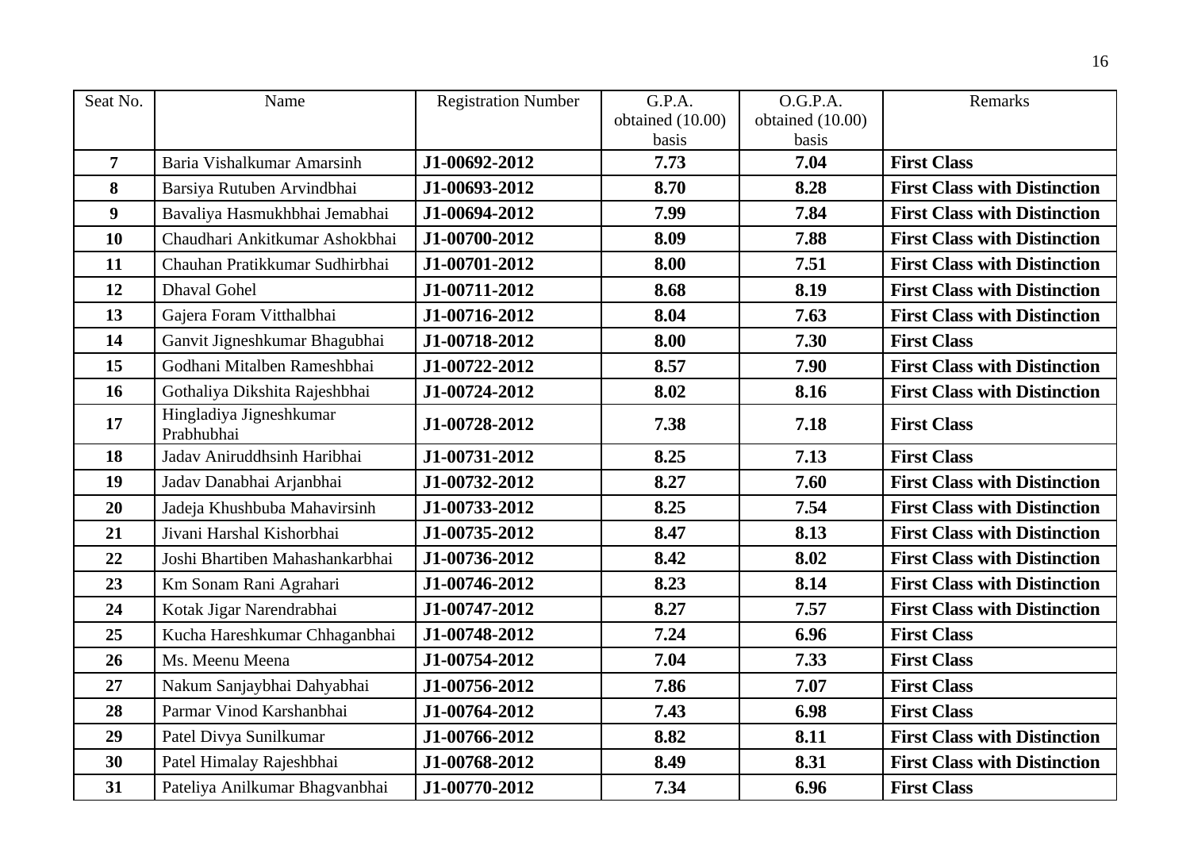| Seat No. | Name | Registration Number | G.P.A. obtained (10.00) basis | O.G.P.A. obtained (10.00) basis | Remarks |
|---|---|---|---|---|---|
| **7** | Baria Vishalkumar Amarsinh | **J1-00692-2012** | **7.73** | **7.04** | **First Class** |
| **8** | Barsiya Rutuben Arvindbhai | **J1-00693-2012** | **8.70** | **8.28** | **First Class with Distinction** |
| **9** | Bavaliya Hasmukhbhai Jemabhai | **J1-00694-2012** | **7.99** | **7.84** | **First Class with Distinction** |
| **10** | Chaudhari Ankitkumar Ashokbhai | **J1-00700-2012** | **8.09** | **7.88** | **First Class with Distinction** |
| **11** | Chauhan Pratikkumar Sudhirbhai | **J1-00701-2012** | **8.00** | **7.51** | **First Class with Distinction** |
| **12** | Dhaval Gohel | **J1-00711-2012** | **8.68** | **8.19** | **First Class with Distinction** |
| **13** | Gajera Foram Vitthalbhai | **J1-00716-2012** | **8.04** | **7.63** | **First Class with Distinction** |
| **14** | Ganvit Jigneshkumar Bhagubhai | **J1-00718-2012** | **8.00** | **7.30** | **First Class** |
| **15** | Godhani Mitalben Rameshbhai | **J1-00722-2012** | **8.57** | **7.90** | **First Class with Distinction** |
| **16** | Gothaliya Dikshita Rajeshbhai | **J1-00724-2012** | **8.02** | **8.16** | **First Class with Distinction** |
| **17** | Hingladiya Jigneshkumar Prabhubhai | **J1-00728-2012** | **7.38** | **7.18** | **First Class** |
| **18** | Jadav Aniruddhsinh Haribhai | **J1-00731-2012** | **8.25** | **7.13** | **First Class** |
| **19** | Jadav Danabhai Arjanbhai | **J1-00732-2012** | **8.27** | **7.60** | **First Class with Distinction** |
| **20** | Jadeja Khushbuba Mahavirsinh | **J1-00733-2012** | **8.25** | **7.54** | **First Class with Distinction** |
| **21** | Jivani Harshal Kishorbhai | **J1-00735-2012** | **8.47** | **8.13** | **First Class with Distinction** |
| **22** | Joshi Bhartiben Mahashankarbhai | **J1-00736-2012** | **8.42** | **8.02** | **First Class with Distinction** |
| **23** | Km Sonam Rani Agrahari | **J1-00746-2012** | **8.23** | **8.14** | **First Class with Distinction** |
| **24** | Kotak Jigar Narendrabhai | **J1-00747-2012** | **8.27** | **7.57** | **First Class with Distinction** |
| **25** | Kucha Hareshkumar Chhaganbhai | **J1-00748-2012** | **7.24** | **6.96** | **First Class** |
| **26** | Ms. Meenu Meena | **J1-00754-2012** | **7.04** | **7.33** | **First Class** |
| **27** | Nakum Sanjaybhai Dahyabhai | **J1-00756-2012** | **7.86** | **7.07** | **First Class** |
| **28** | Parmar Vinod Karshanbhai | **J1-00764-2012** | **7.43** | **6.98** | **First Class** |
| **29** | Patel Divya Sunilkumar | **J1-00766-2012** | **8.82** | **8.11** | **First Class with Distinction** |
| **30** | Patel Himalay Rajeshbhai | **J1-00768-2012** | **8.49** | **8.31** | **First Class with Distinction** |
| **31** | Pateliya Anilkumar Bhagvanbhai | **J1-00770-2012** | **7.34** | **6.96** | **First Class** |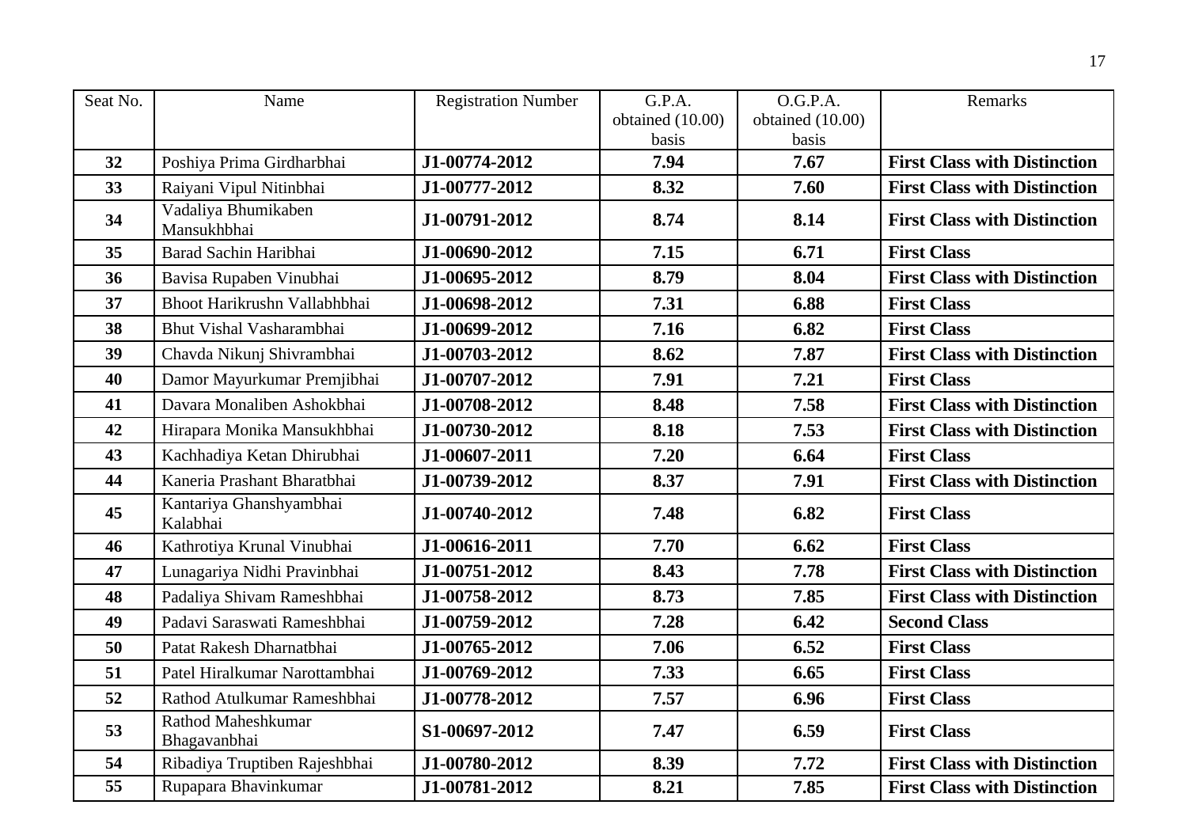| Seat No. | Name | Registration Number | G.P.A. obtained (10.00) basis | O.G.P.A. obtained (10.00) basis | Remarks |
|---|---|---|---|---|---|
| **32** | Poshiya Prima Girdharbhai | **J1-00774-2012** | **7.94** | **7.67** | **First Class with Distinction** |
| **33** | Raiyani Vipul Nitinbhai | **J1-00777-2012** | **8.32** | **7.60** | **First Class with Distinction** |
| **34** | Vadaliya Bhumikaben Mansukhbhai | **J1-00791-2012** | **8.74** | **8.14** | **First Class with Distinction** |
| **35** | Barad Sachin Haribhai | **J1-00690-2012** | **7.15** | **6.71** | **First Class** |
| **36** | Bavisa Rupaben Vinubhai | **J1-00695-2012** | **8.79** | **8.04** | **First Class with Distinction** |
| **37** | Bhoot Harikrushn Vallabhbhai | **J1-00698-2012** | **7.31** | **6.88** | **First Class** |
| **38** | Bhut Vishal Vasharambhai | **J1-00699-2012** | **7.16** | **6.82** | **First Class** |
| **39** | Chavda Nikunj Shivrambhai | **J1-00703-2012** | **8.62** | **7.87** | **First Class with Distinction** |
| **40** | Damor Mayurkumar Premjibhai | **J1-00707-2012** | **7.91** | **7.21** | **First Class** |
| **41** | Davara Monaliben Ashokbhai | **J1-00708-2012** | **8.48** | **7.58** | **First Class with Distinction** |
| **42** | Hirapara Monika Mansukhbhai | **J1-00730-2012** | **8.18** | **7.53** | **First Class with Distinction** |
| **43** | Kachhadiya Ketan Dhirubhai | **J1-00607-2011** | **7.20** | **6.64** | **First Class** |
| **44** | Kaneria Prashant Bharatbhai | **J1-00739-2012** | **8.37** | **7.91** | **First Class with Distinction** |
| **45** | Kantariya Ghanshyambhai Kalabhai | **J1-00740-2012** | **7.48** | **6.82** | **First Class** |
| **46** | Kathrotiya Krunal Vinubhai | **J1-00616-2011** | **7.70** | **6.62** | **First Class** |
| **47** | Lunagariya Nidhi Pravinbhai | **J1-00751-2012** | **8.43** | **7.78** | **First Class with Distinction** |
| **48** | Padaliya Shivam Rameshbhai | **J1-00758-2012** | **8.73** | **7.85** | **First Class with Distinction** |
| **49** | Padavi Saraswati Rameshbhai | **J1-00759-2012** | **7.28** | **6.42** | **Second Class** |
| **50** | Patat Rakesh Dharnatbhai | **J1-00765-2012** | **7.06** | **6.52** | **First Class** |
| **51** | Patel Hiralkumar Narottambhai | **J1-00769-2012** | **7.33** | **6.65** | **First Class** |
| **52** | Rathod Atulkumar Rameshbhai | **J1-00778-2012** | **7.57** | **6.96** | **First Class** |
| **53** | Rathod Maheshkumar Bhagavanbhai | **S1-00697-2012** | **7.47** | **6.59** | **First Class** |
| **54** | Ribadiya Truptiben Rajeshbhai | **J1-00780-2012** | **8.39** | **7.72** | **First Class with Distinction** |
| **55** | Rupapara Bhavinkumar | **J1-00781-2012** | **8.21** | **7.85** | **First Class with Distinction** |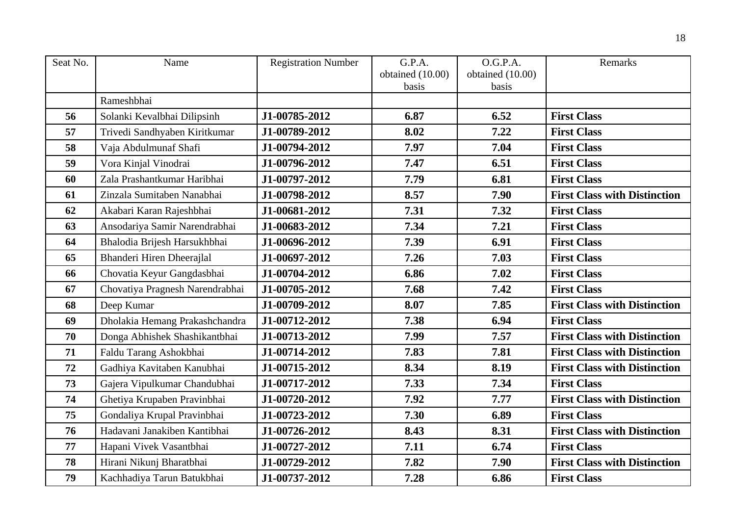| Seat No. | Name | Registration Number | G.P.A. obtained (10.00) basis | O.G.P.A. obtained (10.00) basis | Remarks |
|---|---|---|---|---|---|
| | Rameshbhai | | | | |
| **56** | Solanki Kevalbhai Dilipsinh | **J1-00785-2012** | **6.87** | **6.52** | **First Class** |
| **57** | Trivedi Sandhyaben Kiritkumar | **J1-00789-2012** | **8.02** | **7.22** | **First Class** |
| **58** | Vaja Abdulmunaf Shafi | **J1-00794-2012** | **7.97** | **7.04** | **First Class** |
| **59** | Vora Kinjal Vinodrai | **J1-00796-2012** | **7.47** | **6.51** | **First Class** |
| **60** | Zala Prashantkumar Haribhai | **J1-00797-2012** | **7.79** | **6.81** | **First Class** |
| **61** | Zinzala Sumitaben Nanabhai | **J1-00798-2012** | **8.57** | **7.90** | **First Class with Distinction** |
| **62** | Akabari Karan Rajeshbhai | **J1-00681-2012** | **7.31** | **7.32** | **First Class** |
| **63** | Ansodariya Samir Narendrabhai | **J1-00683-2012** | **7.34** | **7.21** | **First Class** |
| **64** | Bhalodia Brijesh Harsukhbhai | **J1-00696-2012** | **7.39** | **6.91** | **First Class** |
| **65** | Bhanderi Hiren Dheerajlal | **J1-00697-2012** | **7.26** | **7.03** | **First Class** |
| **66** | Chovatia Keyur Gangdasbhai | **J1-00704-2012** | **6.86** | **7.02** | **First Class** |
| **67** | Chovatiya Pragnesh Narendrabhai | **J1-00705-2012** | **7.68** | **7.42** | **First Class** |
| **68** | Deep Kumar | **J1-00709-2012** | **8.07** | **7.85** | **First Class with Distinction** |
| **69** | Dholakia Hemang Prakashchandra | **J1-00712-2012** | **7.38** | **6.94** | **First Class** |
| **70** | Donga Abhishek Shashikantbhai | **J1-00713-2012** | **7.99** | **7.57** | **First Class with Distinction** |
| **71** | Faldu Tarang Ashokbhai | **J1-00714-2012** | **7.83** | **7.81** | **First Class with Distinction** |
| **72** | Gadhiya Kavitaben Kanubhai | **J1-00715-2012** | **8.34** | **8.19** | **First Class with Distinction** |
| **73** | Gajera Vipulkumar Chandubhai | **J1-00717-2012** | **7.33** | **7.34** | **First Class** |
| **74** | Ghetiya Krupaben Pravinbhai | **J1-00720-2012** | **7.92** | **7.77** | **First Class with Distinction** |
| **75** | Gondaliya Krupal Pravinbhai | **J1-00723-2012** | **7.30** | **6.89** | **First Class** |
| **76** | Hadavani Janakiben Kantibhai | **J1-00726-2012** | **8.43** | **8.31** | **First Class with Distinction** |
| **77** | Hapani Vivek Vasantbhai | **J1-00727-2012** | **7.11** | **6.74** | **First Class** |
| **78** | Hirani Nikunj Bharatbhai | **J1-00729-2012** | **7.82** | **7.90** | **First Class with Distinction** |
| **79** | Kachhadiya Tarun Batukbhai | **J1-00737-2012** | **7.28** | **6.86** | **First Class** |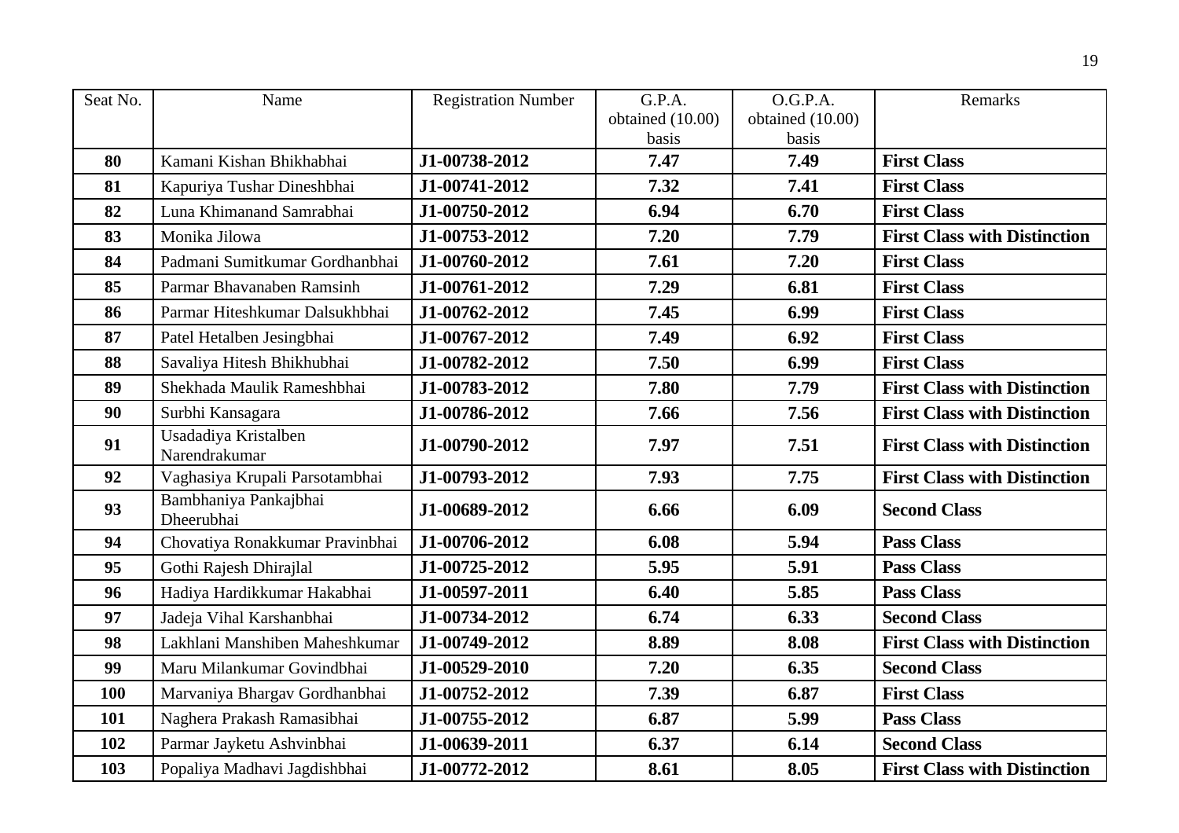| Seat No. | Name | Registration Number | G.P.A. obtained (10.00) basis | O.G.P.A. obtained (10.00) basis | Remarks |
|---|---|---|---|---|---|
| **80** | Kamani Kishan Bhikhabhai | **J1-00738-2012** | **7.47** | **7.49** | **First Class** |
| **81** | Kapuriya Tushar Dineshbhai | **J1-00741-2012** | **7.32** | **7.41** | **First Class** |
| **82** | Luna Khimanand Samrabhai | **J1-00750-2012** | **6.94** | **6.70** | **First Class** |
| **83** | Monika Jilowa | **J1-00753-2012** | **7.20** | **7.79** | **First Class with Distinction** |
| **84** | Padmani Sumitkumar Gordhanbhai | **J1-00760-2012** | **7.61** | **7.20** | **First Class** |
| **85** | Parmar Bhavanaben Ramsinh | **J1-00761-2012** | **7.29** | **6.81** | **First Class** |
| **86** | Parmar Hiteshkumar Dalsukhbhai | **J1-00762-2012** | **7.45** | **6.99** | **First Class** |
| **87** | Patel Hetalben Jesingbhai | **J1-00767-2012** | **7.49** | **6.92** | **First Class** |
| **88** | Savaliya Hitesh Bhikhubhai | **J1-00782-2012** | **7.50** | **6.99** | **First Class** |
| **89** | Shekhada Maulik Rameshbhai | **J1-00783-2012** | **7.80** | **7.79** | **First Class with Distinction** |
| **90** | Surbhi Kansagara | **J1-00786-2012** | **7.66** | **7.56** | **First Class with Distinction** |
| **91** | Usadadiya Kristalben Narendrakumar | **J1-00790-2012** | **7.97** | **7.51** | **First Class with Distinction** |
| **92** | Vaghasiya Krupali Parsotambhai | **J1-00793-2012** | **7.93** | **7.75** | **First Class with Distinction** |
| **93** | Bambhaniya Pankajbhai Dheerubhai | **J1-00689-2012** | **6.66** | **6.09** | **Second Class** |
| **94** | Chovatiya Ronakkumar Pravinbhai | **J1-00706-2012** | **6.08** | **5.94** | **Pass Class** |
| **95** | Gothi Rajesh Dhirajlal | **J1-00725-2012** | **5.95** | **5.91** | **Pass Class** |
| **96** | Hadiya Hardikkumar Hakabhai | **J1-00597-2011** | **6.40** | **5.85** | **Pass Class** |
| **97** | Jadeja Vihal Karshanbhai | **J1-00734-2012** | **6.74** | **6.33** | **Second Class** |
| **98** | Lakhlani Manshiben Maheshkumar | **J1-00749-2012** | **8.89** | **8.08** | **First Class with Distinction** |
| **99** | Maru Milankumar Govindbhai | **J1-00529-2010** | **7.20** | **6.35** | **Second Class** |
| **100** | Marvaniya Bhargav Gordhanbhai | **J1-00752-2012** | **7.39** | **6.87** | **First Class** |
| **101** | Naghera Prakash Ramasibhai | **J1-00755-2012** | **6.87** | **5.99** | **Pass Class** |
| **102** | Parmar Jayketu Ashvinbhai | **J1-00639-2011** | **6.37** | **6.14** | **Second Class** |
| **103** | Popaliya Madhavi Jagdishbhai | **J1-00772-2012** | **8.61** | **8.05** | **First Class with Distinction** |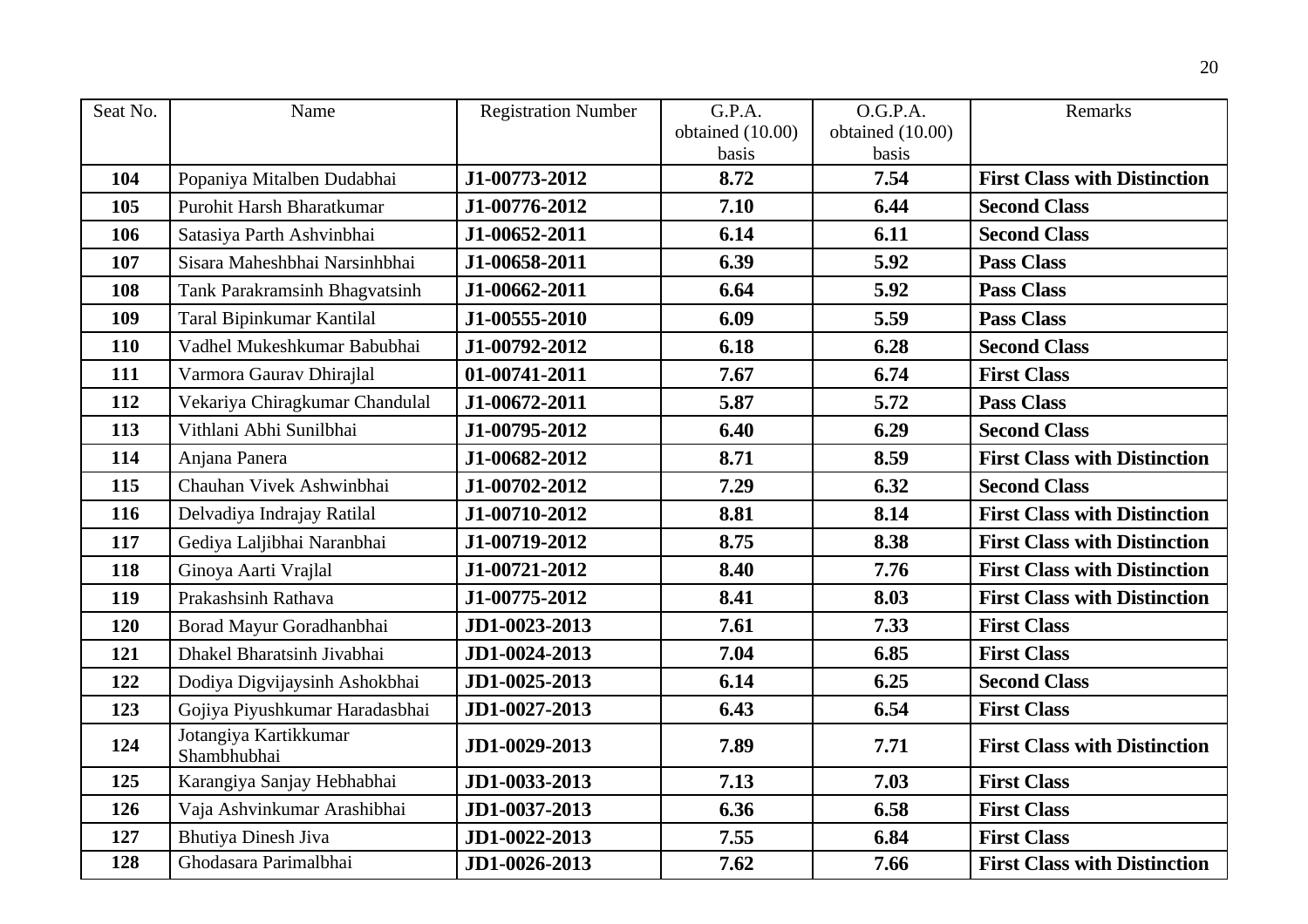| Seat No. | Name | Registration Number | G.P.A. obtained (10.00) basis | O.G.P.A. obtained (10.00) basis | Remarks |
|---|---|---|---|---|---|
| **104** | Popaniya Mitalben Dudabhai | **J1-00773-2012** | **8.72** | **7.54** | **First Class with Distinction** |
| **105** | Purohit Harsh Bharatkumar | **J1-00776-2012** | **7.10** | **6.44** | **Second Class** |
| **106** | Satasiya Parth Ashvinbhai | **J1-00652-2011** | **6.14** | **6.11** | **Second Class** |
| **107** | Sisara Maheshbhai Narsinhbhai | **J1-00658-2011** | **6.39** | **5.92** | **Pass Class** |
| **108** | Tank Parakramsinh Bhagvatsinh | **J1-00662-2011** | **6.64** | **5.92** | **Pass Class** |
| **109** | Taral Bipinkumar Kantilal | **J1-00555-2010** | **6.09** | **5.59** | **Pass Class** |
| **110** | Vadhel Mukeshkumar Babubhai | **J1-00792-2012** | **6.18** | **6.28** | **Second Class** |
| **111** | Varmora Gaurav Dhirajlal | **01-00741-2011** | **7.67** | **6.74** | **First Class** |
| **112** | Vekariya Chiragkumar Chandulal | **J1-00672-2011** | **5.87** | **5.72** | **Pass Class** |
| **113** | Vithlani Abhi Sunilbhai | **J1-00795-2012** | **6.40** | **6.29** | **Second Class** |
| **114** | Anjana Panera | **J1-00682-2012** | **8.71** | **8.59** | **First Class with Distinction** |
| **115** | Chauhan Vivek Ashwinbhai | **J1-00702-2012** | **7.29** | **6.32** | **Second Class** |
| **116** | Delvadiya Indrajay Ratilal | **J1-00710-2012** | **8.81** | **8.14** | **First Class with Distinction** |
| **117** | Gediya Laljibhai Naranbhai | **J1-00719-2012** | **8.75** | **8.38** | **First Class with Distinction** |
| **118** | Ginoya Aarti Vrajlal | **J1-00721-2012** | **8.40** | **7.76** | **First Class with Distinction** |
| **119** | Prakashsinh Rathava | **J1-00775-2012** | **8.41** | **8.03** | **First Class with Distinction** |
| **120** | Borad Mayur Goradhanbhai | **JD1-0023-2013** | **7.61** | **7.33** | **First Class** |
| **121** | Dhakel Bharatsinh Jivabhai | **JD1-0024-2013** | **7.04** | **6.85** | **First Class** |
| **122** | Dodiya Digvijaysinh Ashokbhai | **JD1-0025-2013** | **6.14** | **6.25** | **Second Class** |
| **123** | Gojiya Piyushkumar Haradasbhai | **JD1-0027-2013** | **6.43** | **6.54** | **First Class** |
| **124** | Jotangiya Kartikkumar Shambhubhai | **JD1-0029-2013** | **7.89** | **7.71** | **First Class with Distinction** |
| **125** | Karangiya Sanjay Hebhabhai | **JD1-0033-2013** | **7.13** | **7.03** | **First Class** |
| **126** | Vaja Ashvinkumar Arashibhai | **JD1-0037-2013** | **6.36** | **6.58** | **First Class** |
| **127** | Bhutiya Dinesh Jiva | **JD1-0022-2013** | **7.55** | **6.84** | **First Class** |
| **128** | Ghodasara Parimalbhai | **JD1-0026-2013** | **7.62** | **7.66** | **First Class with Distinction** |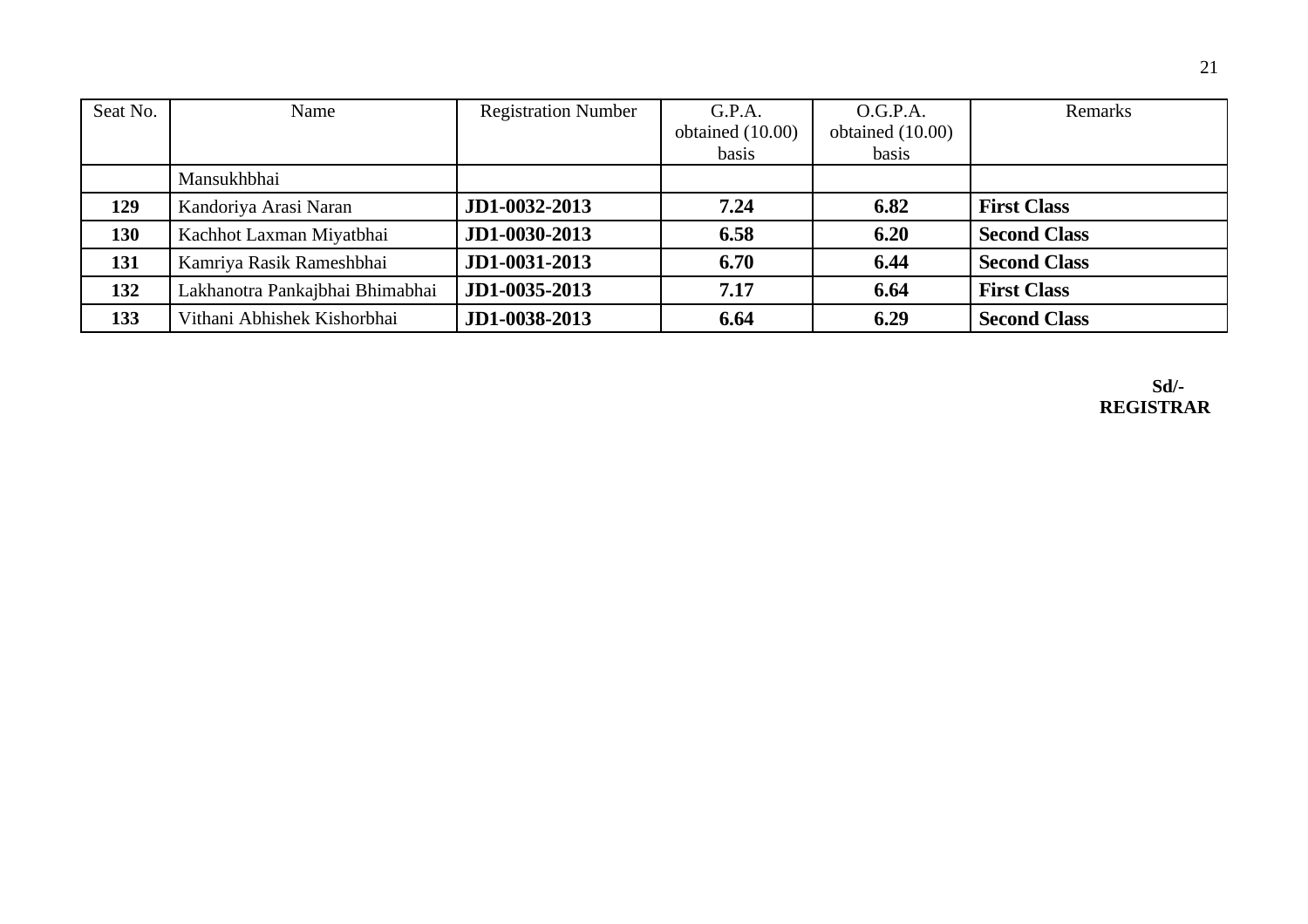| Seat No. | Name | Registration Number | G.P.A. obtained (10.00) basis | O.G.P.A. obtained (10.00) basis | Remarks |
|---|---|---|---|---|---|
| | Mansukhbhai | | | | |
| **129** | Kandoriya Arasi Naran | **JD1-0032-2013** | **7.24** | **6.82** | **First Class** |
| **130** | Kachhot Laxman Miyatbhai | **JD1-0030-2013** | **6.58** | **6.20** | **Second Class** |
| **131** | Kamriya Rasik Rameshbhai | **JD1-0031-2013** | **6.70** | **6.44** | **Second Class** |
| **132** | Lakhanotra Pankajbhai Bhimabhai | **JD1-0035-2013** | **7.17** | **6.64** | **First Class** |
| **133** | Vithani Abhishek Kishorbhai | **JD1-0038-2013** | **6.64** | **6.29** | **Second Class** |

**Sd/-**
**REGISTRAR**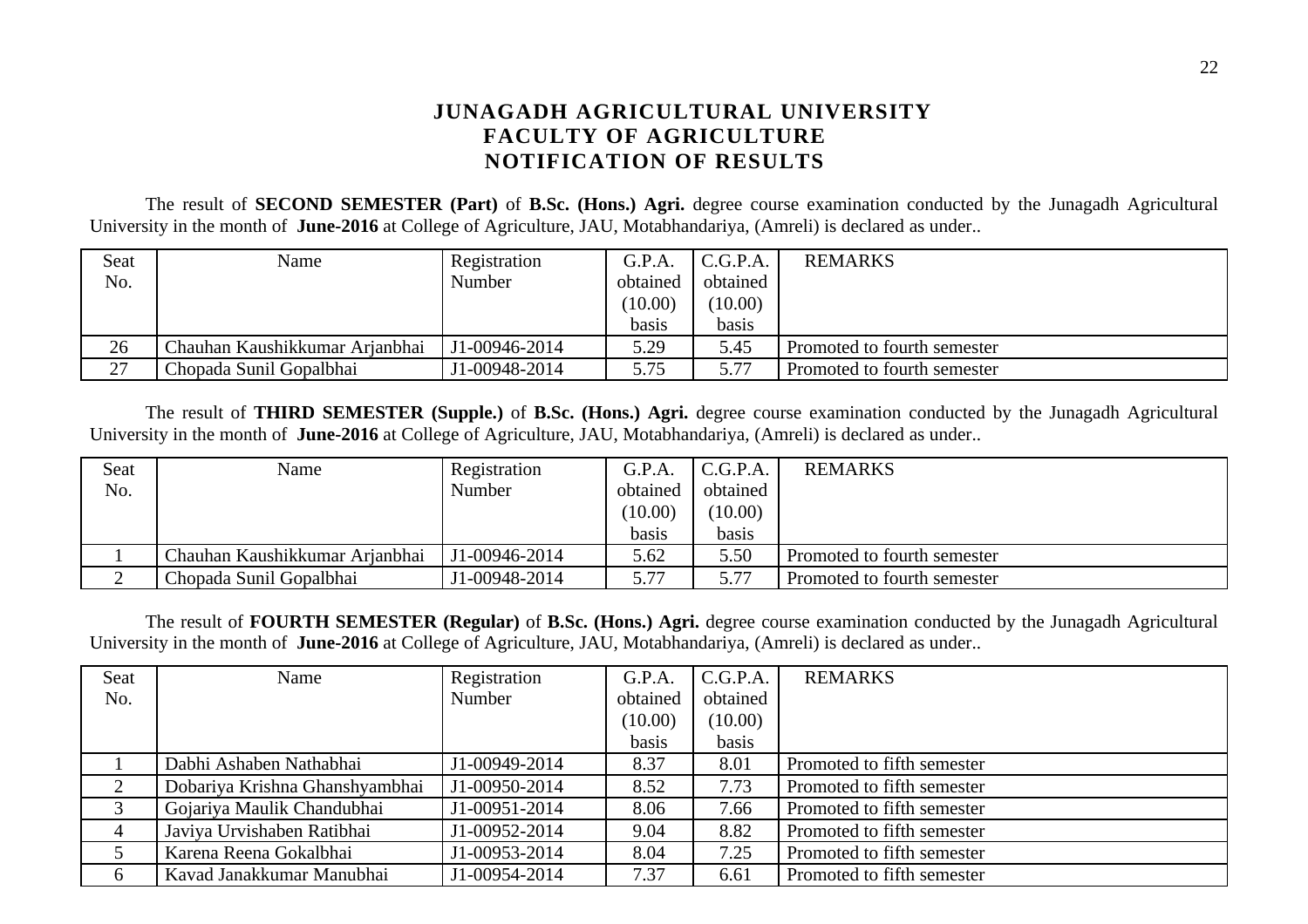# JUNAGADH AGRICULTURAL UNIVERSITY
## FACULTY OF AGRICULTURE
## NOTIFICATION OF RESULTS

The result of **SECOND SEMESTER (Part)** of **B.Sc. (Hons.) Agri.** degree course examination conducted by the Junagadh Agricultural University in the month of **June-2016** at College of Agriculture, JAU, Motabhandariya, (Amreli) is declared as under..

| Seat No. | Name | Registration Number | G.P.A. obtained (10.00) basis | C.G.P.A. obtained (10.00) basis | REMARKS |
|---|---|---|---|---|---|
| 26 | Chauhan Kaushikkumar Arjanbhai | J1-00946-2014 | 5.29 | 5.45 | Promoted to fourth semester |
| 27 | Chopada Sunil Gopalbhai | J1-00948-2014 | 5.75 | 5.77 | Promoted to fourth semester |

The result of **THIRD SEMESTER (Supple.)** of **B.Sc. (Hons.) Agri.** degree course examination conducted by the Junagadh Agricultural University in the month of **June-2016** at College of Agriculture, JAU, Motabhandariya, (Amreli) is declared as under..

| Seat No. | Name | Registration Number | G.P.A. obtained (10.00) basis | C.G.P.A. obtained (10.00) basis | REMARKS |
|---|---|---|---|---|---|
| 1 | Chauhan Kaushikkumar Arjanbhai | J1-00946-2014 | 5.62 | 5.50 | Promoted to fourth semester |
| 2 | Chopada Sunil Gopalbhai | J1-00948-2014 | 5.77 | 5.77 | Promoted to fourth semester |

The result of **FOURTH SEMESTER (Regular)** of **B.Sc. (Hons.) Agri.** degree course examination conducted by the Junagadh Agricultural University in the month of **June-2016** at College of Agriculture, JAU, Motabhandariya, (Amreli) is declared as under..

| Seat No. | Name | Registration Number | G.P.A. obtained (10.00) basis | C.G.P.A. obtained (10.00) basis | REMARKS |
|---|---|---|---|---|---|
| 1 | Dabhi Ashaben Nathabhai | J1-00949-2014 | 8.37 | 8.01 | Promoted to fifth semester |
| 2 | Dobariya Krishna Ghanshyambhai | J1-00950-2014 | 8.52 | 7.73 | Promoted to fifth semester |
| 3 | Gojariya Maulik Chandubhai | J1-00951-2014 | 8.06 | 7.66 | Promoted to fifth semester |
| 4 | Javiya Urvishaben Ratibhai | J1-00952-2014 | 9.04 | 8.82 | Promoted to fifth semester |
| 5 | Karena Reena Gokalbhai | J1-00953-2014 | 8.04 | 7.25 | Promoted to fifth semester |
| 6 | Kavad Janakkumar Manubhai | J1-00954-2014 | 7.37 | 6.61 | Promoted to fifth semester |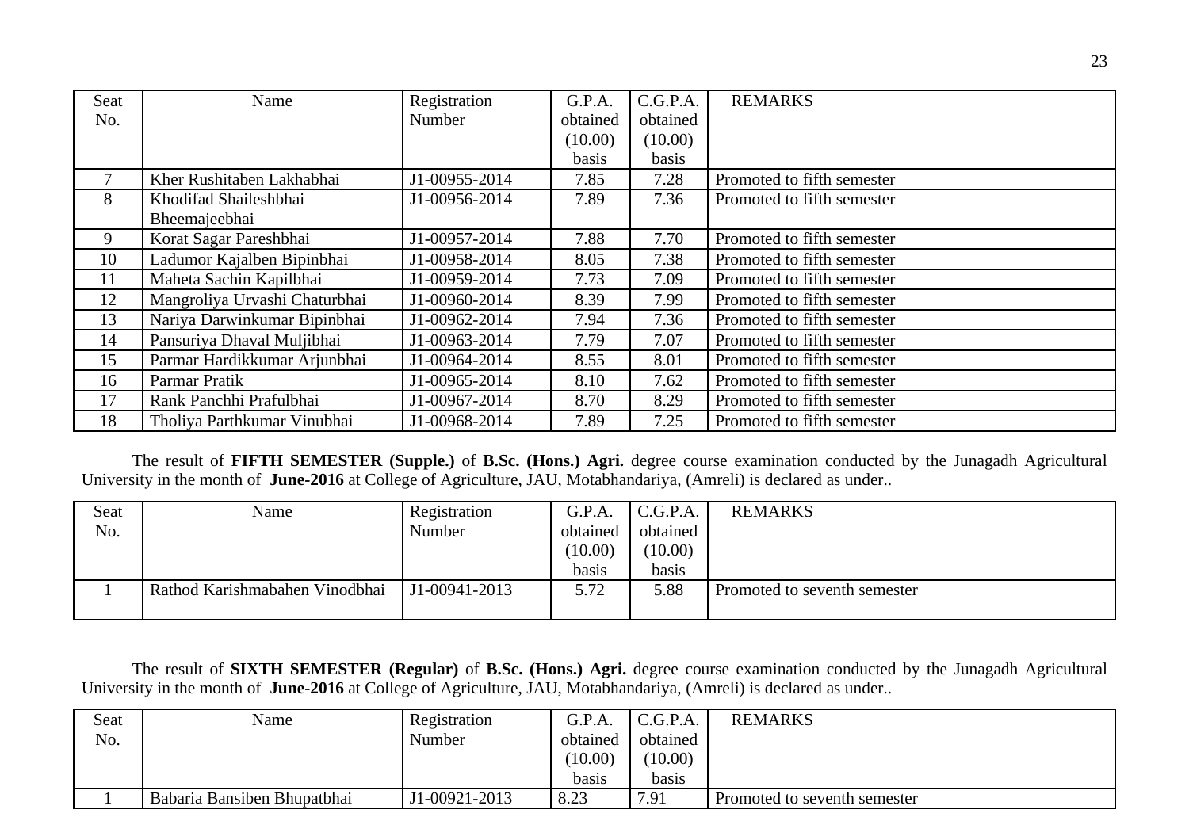| Seat No. | Name | Registration Number | G.P.A. obtained (10.00) basis | C.G.P.A. obtained (10.00) basis | REMARKS |
|---|---|---|---|---|---|
| 7 | Kher Rushitaben Lakhabhai | J1-00955-2014 | 7.85 | 7.28 | Promoted to fifth semester |
| 8 | Khodifad Shaileshbhai Bheemajeebhai | J1-00956-2014 | 7.89 | 7.36 | Promoted to fifth semester |
| 9 | Korat Sagar Pareshbhai | J1-00957-2014 | 7.88 | 7.70 | Promoted to fifth semester |
| 10 | Ladumor Kajalben Bipinbhai | J1-00958-2014 | 8.05 | 7.38 | Promoted to fifth semester |
| 11 | Maheta Sachin Kapilbhai | J1-00959-2014 | 7.73 | 7.09 | Promoted to fifth semester |
| 12 | Mangroliya Urvashi Chaturbhai | J1-00960-2014 | 8.39 | 7.99 | Promoted to fifth semester |
| 13 | Nariya Darwinkumar Bipinbhai | J1-00962-2014 | 7.94 | 7.36 | Promoted to fifth semester |
| 14 | Pansuriya Dhaval Muljibhai | J1-00963-2014 | 7.79 | 7.07 | Promoted to fifth semester |
| 15 | Parmar Hardikkumar Arjunbhai | J1-00964-2014 | 8.55 | 8.01 | Promoted to fifth semester |
| 16 | Parmar Pratik | J1-00965-2014 | 8.10 | 7.62 | Promoted to fifth semester |
| 17 | Rank Panchhi Prafulbhai | J1-00967-2014 | 8.70 | 8.29 | Promoted to fifth semester |
| 18 | Tholiya Parthkumar Vinubhai | J1-00968-2014 | 7.89 | 7.25 | Promoted to fifth semester |

The result of **FIFTH SEMESTER (Supple.)** of **B.Sc. (Hons.) Agri.** degree course examination conducted by the Junagadh Agricultural University in the month of **June-2016** at College of Agriculture, JAU, Motabhandariya, (Amreli) is declared as under..

| Seat No. | Name | Registration Number | G.P.A. obtained (10.00) basis | C.G.P.A. obtained (10.00) basis | REMARKS |
|---|---|---|---|---|---|
| 1 | Rathod Karishmabahen Vinodbhai | J1-00941-2013 | 5.72 | 5.88 | Promoted to seventh semester |

The result of **SIXTH SEMESTER (Regular)** of **B.Sc. (Hons.) Agri.** degree course examination conducted by the Junagadh Agricultural University in the month of **June-2016** at College of Agriculture, JAU, Motabhandariya, (Amreli) is declared as under..

| Seat No. | Name | Registration Number | G.P.A. obtained (10.00) basis | C.G.P.A. obtained (10.00) basis | REMARKS |
|---|---|---|---|---|---|
| 1 | Babaria Bansiben Bhupatbhai | J1-00921-2013 | 8.23 | 7.91 | Promoted to seventh semester |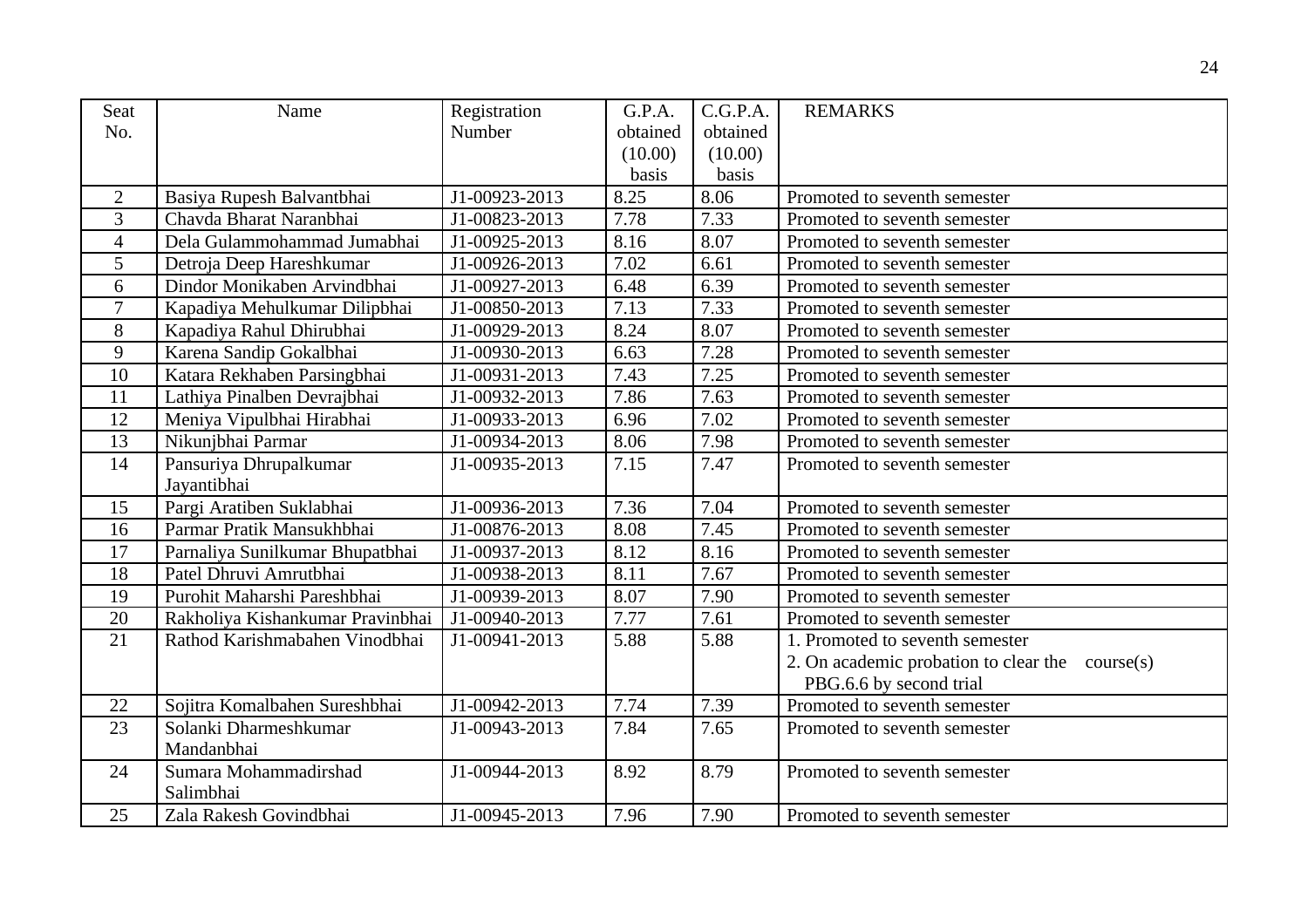| Seat No. | Name | Registration Number | G.P.A. obtained (10.00) basis | C.G.P.A. obtained (10.00) basis | REMARKS |
|---|---|---|---|---|---|
| 2 | Basiya Rupesh Balvantbhai | J1-00923-2013 | 8.25 | 8.06 | Promoted to seventh semester |
| 3 | Chavda Bharat Naranbhai | J1-00823-2013 | 7.78 | 7.33 | Promoted to seventh semester |
| 4 | Dela Gulammohammad Jumabhai | J1-00925-2013 | 8.16 | 8.07 | Promoted to seventh semester |
| 5 | Detroja Deep Hareshkumar | J1-00926-2013 | 7.02 | 6.61 | Promoted to seventh semester |
| 6 | Dindor Monikaben Arvindbhai | J1-00927-2013 | 6.48 | 6.39 | Promoted to seventh semester |
| 7 | Kapadiya Mehulkumar Dilipbhai | J1-00850-2013 | 7.13 | 7.33 | Promoted to seventh semester |
| 8 | Kapadiya Rahul Dhirubhai | J1-00929-2013 | 8.24 | 8.07 | Promoted to seventh semester |
| 9 | Karena Sandip Gokalbhai | J1-00930-2013 | 6.63 | 7.28 | Promoted to seventh semester |
| 10 | Katara Rekhaben Parsingbhai | J1-00931-2013 | 7.43 | 7.25 | Promoted to seventh semester |
| 11 | Lathiya Pinalben Devrajbhai | J1-00932-2013 | 7.86 | 7.63 | Promoted to seventh semester |
| 12 | Meniya Vipulbhai Hirabhai | J1-00933-2013 | 6.96 | 7.02 | Promoted to seventh semester |
| 13 | Nikunjbhai Parmar | J1-00934-2013 | 8.06 | 7.98 | Promoted to seventh semester |
| 14 | Pansuriya Dhrupalkumar Jayantibhai | J1-00935-2013 | 7.15 | 7.47 | Promoted to seventh semester |
| 15 | Pargi Aratiben Suklabhai | J1-00936-2013 | 7.36 | 7.04 | Promoted to seventh semester |
| 16 | Parmar Pratik Mansukhbhai | J1-00876-2013 | 8.08 | 7.45 | Promoted to seventh semester |
| 17 | Parnaliya Sunilkumar Bhupatbhai | J1-00937-2013 | 8.12 | 8.16 | Promoted to seventh semester |
| 18 | Patel Dhruvi Amrutbhai | J1-00938-2013 | 8.11 | 7.67 | Promoted to seventh semester |
| 19 | Purohit Maharshi Pareshbhai | J1-00939-2013 | 8.07 | 7.90 | Promoted to seventh semester |
| 20 | Rakholiya Kishankumar Pravinbhai | J1-00940-2013 | 7.77 | 7.61 | Promoted to seventh semester |
| 21 | Rathod Karishmabahen Vinodbhai | J1-00941-2013 | 5.88 | 5.88 | 1. Promoted to seventh semester<br>2. On academic probation to clear the course(s) PBG.6.6 by second trial |
| 22 | Sojitra Komalbahen Sureshbhai | J1-00942-2013 | 7.74 | 7.39 | Promoted to seventh semester |
| 23 | Solanki Dharmeshkumar Mandanbhai | J1-00943-2013 | 7.84 | 7.65 | Promoted to seventh semester |
| 24 | Sumara Mohammadirshad Salimbhai | J1-00944-2013 | 8.92 | 8.79 | Promoted to seventh semester |
| 25 | Zala Rakesh Govindbhai | J1-00945-2013 | 7.96 | 7.90 | Promoted to seventh semester |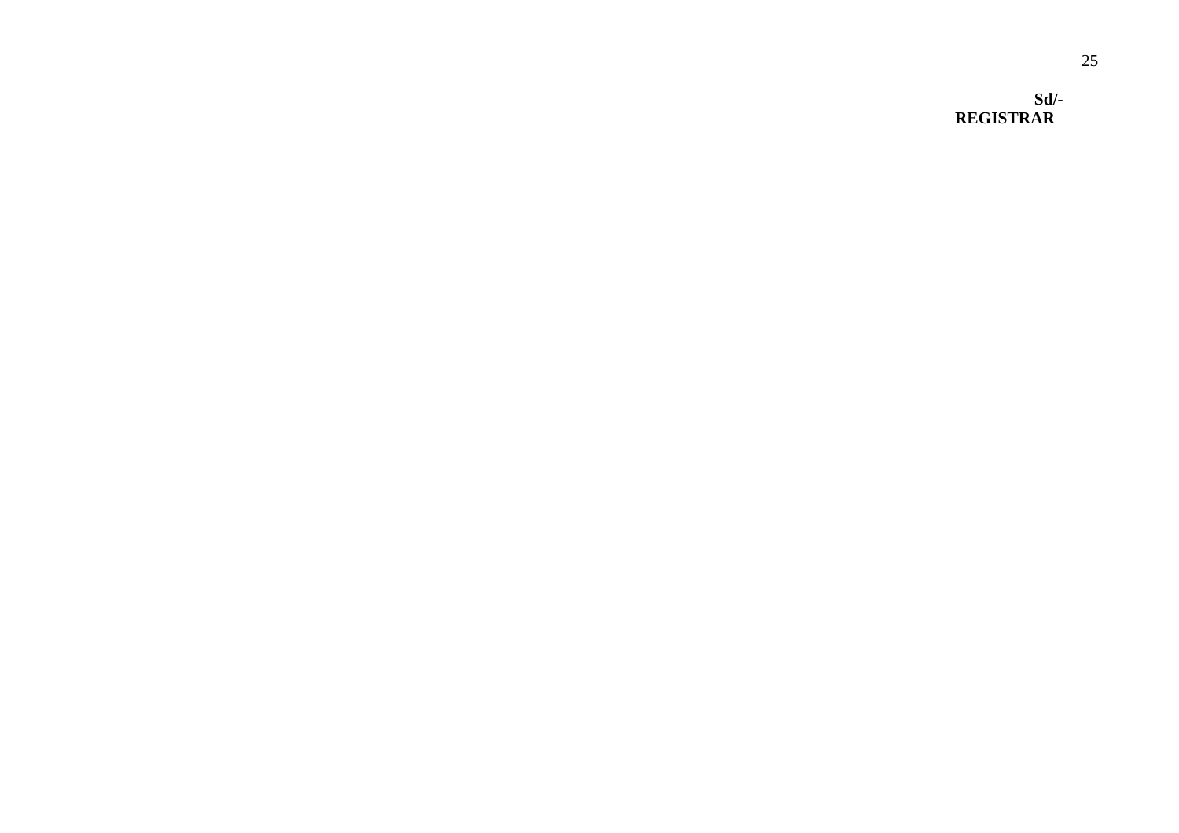**Sd/-**
**REGISTRAR**